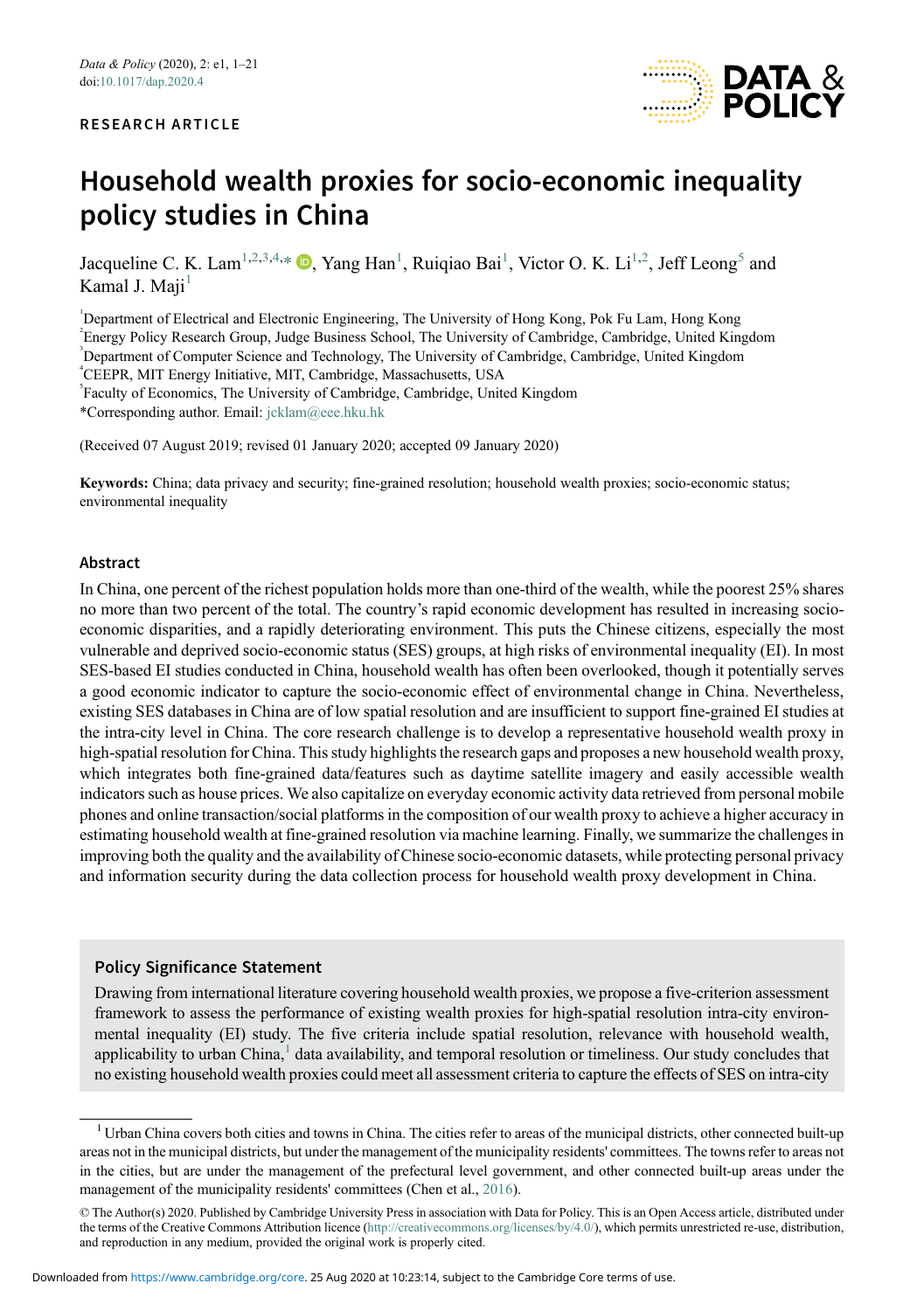RESEARCH ARTICLE

# Household wealth proxies for socio-economic inequality policy studies in China

Jacqueline C. K. Lam[1,2,3,4,*], Yang Han[1], Ruiqiao Bai[1], Victor O. K. Li[1,2], Jeff Leong[5] and Kamal J. Maji[1]

[1]Department of Electrical and Electronic Engineering, The University of Hong Kong, Pok Fu Lam, Hong Kong
[2]Energy Policy Research Group, Judge Business School, The University of Cambridge, Cambridge, United Kingdom
[3]Department of Computer Science and Technology, The University of Cambridge, Cambridge, United Kingdom
[4]CEEPR, MIT Energy Initiative, MIT, Cambridge, Massachusetts, USA
[5]Faculty of Economics, The University of Cambridge, Cambridge, United Kingdom
*Corresponding author. Email: jcklam@eee.hku.hk

(Received 07 August 2019; revised 01 January 2020; accepted 09 January 2020)

**Keywords:** China; data privacy and security; fine-grained resolution; household wealth proxies; socio-economic status; environmental inequality

## Abstract

In China, one percent of the richest population holds more than one-third of the wealth, while the poorest 25% shares no more than two percent of the total. The country's rapid economic development has resulted in increasing socio-economic disparities, and a rapidly deteriorating environment. This puts the Chinese citizens, especially the most vulnerable and deprived socio-economic status (SES) groups, at high risks of environmental inequality (EI). In most SES-based EI studies conducted in China, household wealth has often been overlooked, though it potentially serves a good economic indicator to capture the socio-economic effect of environmental change in China. Nevertheless, existing SES databases in China are of low spatial resolution and are insufficient to support fine-grained EI studies at the intra-city level in China. The core research challenge is to develop a representative household wealth proxy in high-spatial resolution for China. This study highlights the research gaps and proposes a new household wealth proxy, which integrates both fine-grained data/features such as daytime satellite imagery and easily accessible wealth indicators such as house prices. We also capitalize on everyday economic activity data retrieved from personal mobile phones and online transaction/social platforms in the composition of our wealth proxy to achieve a higher accuracy in estimating household wealth at fine-grained resolution via machine learning. Finally, we summarize the challenges in improving both the quality and the availability of Chinese socio-economic datasets, while protecting personal privacy and information security during the data collection process for household wealth proxy development in China.

### Policy Significance Statement

Drawing from international literature covering household wealth proxies, we propose a five-criterion assessment framework to assess the performance of existing wealth proxies for high-spatial resolution intra-city environmental inequality (EI) study. The five criteria include spatial resolution, relevance with household wealth, applicability to urban China,[1] data availability, and temporal resolution or timeliness. Our study concludes that no existing household wealth proxies could meet all assessment criteria to capture the effects of SES on intra-city

[1] Urban China covers both cities and towns in China. The cities refer to areas of the municipal districts, other connected built-up areas not in the municipal districts, but under the management of the municipality residents' committees. The towns refer to areas not in the cities, but are under the management of the prefectural level government, and other connected built-up areas under the management of the municipality residents' committees (Chen et al., 2016).

© The Author(s) 2020. Published by Cambridge University Press in association with Data for Policy. This is an Open Access article, distributed under the terms of the Creative Commons Attribution licence (http://creativecommons.org/licenses/by/4.0/), which permits unrestricted re-use, distribution, and reproduction in any medium, provided the original work is properly cited.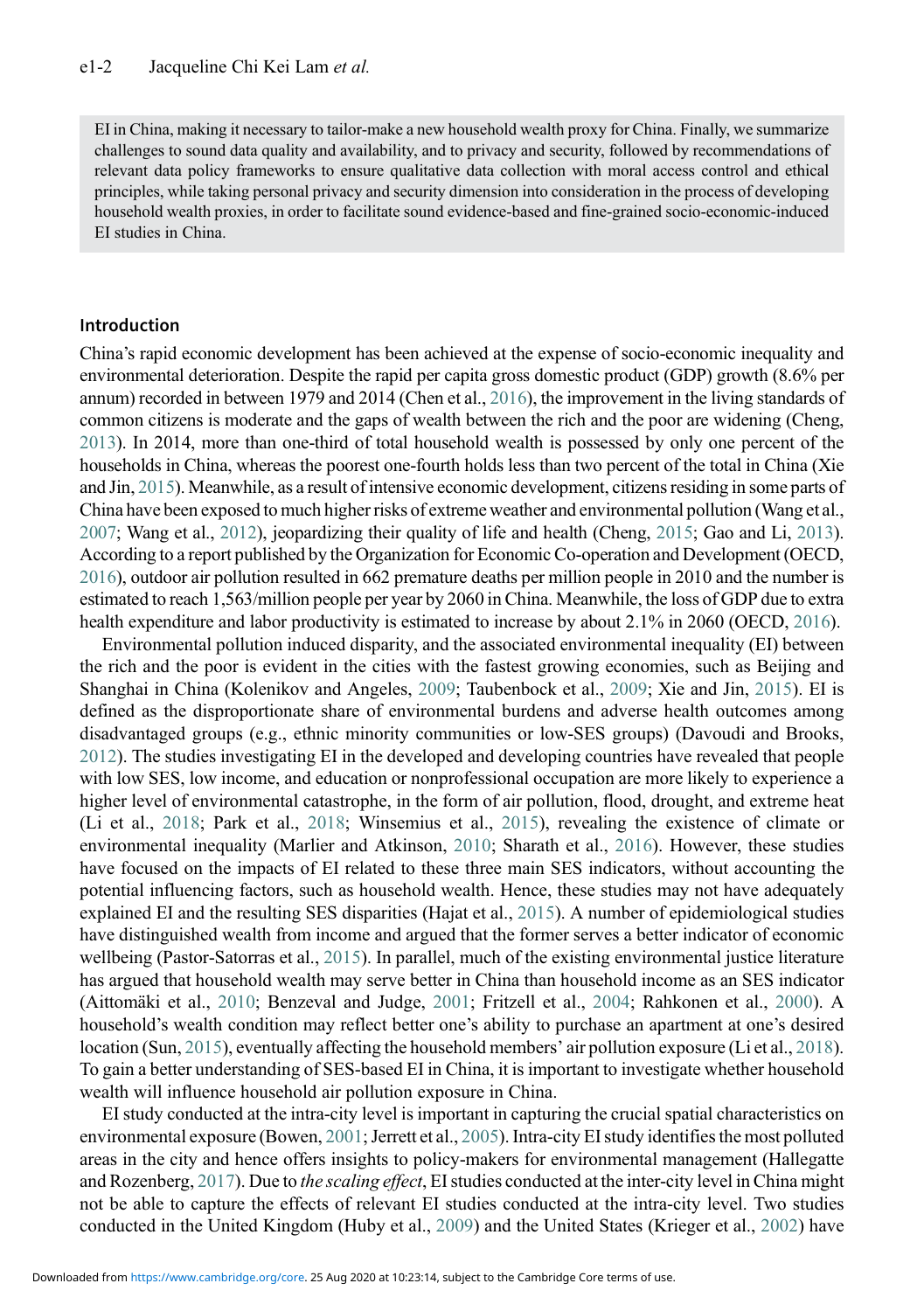EI in China, making it necessary to tailor-make a new household wealth proxy for China. Finally, we summarize challenges to sound data quality and availability, and to privacy and security, followed by recommendations of relevant data policy frameworks to ensure qualitative data collection with moral access control and ethical principles, while taking personal privacy and security dimension into consideration in the process of developing household wealth proxies, in order to facilitate sound evidence-based and fine-grained socio-economic-induced EI studies in China.

## Introduction

China's rapid economic development has been achieved at the expense of socio-economic inequality and environmental deterioration. Despite the rapid per capita gross domestic product (GDP) growth (8.6% per annum) recorded in between 1979 and 2014 (Chen et al., 2016), the improvement in the living standards of common citizens is moderate and the gaps of wealth between the rich and the poor are widening (Cheng, 2013). In 2014, more than one-third of total household wealth is possessed by only one percent of the households in China, whereas the poorest one-fourth holds less than two percent of the total in China (Xie and Jin, 2015). Meanwhile, as a result of intensive economic development, citizens residing in some parts of China have been exposed to much higher risks of extreme weather and environmental pollution (Wang et al., 2007; Wang et al., 2012), jeopardizing their quality of life and health (Cheng, 2015; Gao and Li, 2013). According to a report published by the Organization for Economic Co-operation and Development (OECD, 2016), outdoor air pollution resulted in 662 premature deaths per million people in 2010 and the number is estimated to reach 1,563/million people per year by 2060 in China. Meanwhile, the loss of GDP due to extra health expenditure and labor productivity is estimated to increase by about 2.1% in 2060 (OECD, 2016).

Environmental pollution induced disparity, and the associated environmental inequality (EI) between the rich and the poor is evident in the cities with the fastest growing economies, such as Beijing and Shanghai in China (Kolenikov and Angeles, 2009; Taubenbock et al., 2009; Xie and Jin, 2015). EI is defined as the disproportionate share of environmental burdens and adverse health outcomes among disadvantaged groups (e.g., ethnic minority communities or low-SES groups) (Davoudi and Brooks, 2012). The studies investigating EI in the developed and developing countries have revealed that people with low SES, low income, and education or nonprofessional occupation are more likely to experience a higher level of environmental catastrophe, in the form of air pollution, flood, drought, and extreme heat (Li et al., 2018; Park et al., 2018; Winsemius et al., 2015), revealing the existence of climate or environmental inequality (Marlier and Atkinson, 2010; Sharath et al., 2016). However, these studies have focused on the impacts of EI related to these three main SES indicators, without accounting the potential influencing factors, such as household wealth. Hence, these studies may not have adequately explained EI and the resulting SES disparities (Hajat et al., 2015). A number of epidemiological studies have distinguished wealth from income and argued that the former serves a better indicator of economic wellbeing (Pastor-Satorras et al., 2015). In parallel, much of the existing environmental justice literature has argued that household wealth may serve better in China than household income as an SES indicator (Aittomäki et al., 2010; Benzeval and Judge, 2001; Fritzell et al., 2004; Rahkonen et al., 2000). A household's wealth condition may reflect better one's ability to purchase an apartment at one's desired location (Sun, 2015), eventually affecting the household members' air pollution exposure (Li et al., 2018). To gain a better understanding of SES-based EI in China, it is important to investigate whether household wealth will influence household air pollution exposure in China.

EI study conducted at the intra-city level is important in capturing the crucial spatial characteristics on environmental exposure (Bowen, 2001; Jerrett et al., 2005). Intra-city EI study identifies the most polluted areas in the city and hence offers insights to policy-makers for environmental management (Hallegatte and Rozenberg, 2017). Due to *the scaling effect*, EI studies conducted at the inter-city level in China might not be able to capture the effects of relevant EI studies conducted at the intra-city level. Two studies conducted in the United Kingdom (Huby et al., 2009) and the United States (Krieger et al., 2002) have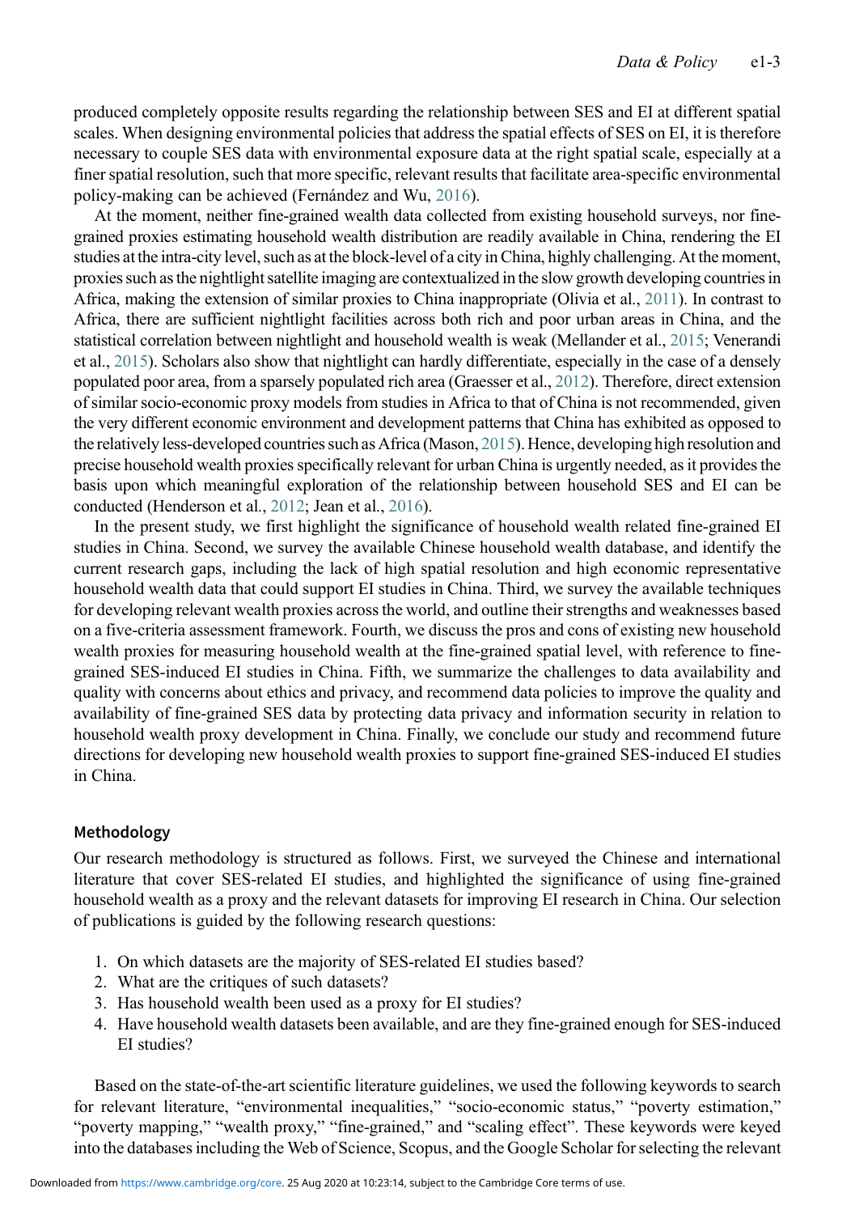produced completely opposite results regarding the relationship between SES and EI at different spatial scales. When designing environmental policies that address the spatial effects of SES on EI, it is therefore necessary to couple SES data with environmental exposure data at the right spatial scale, especially at a finer spatial resolution, such that more specific, relevant results that facilitate area-specific environmental policy-making can be achieved (Fernández and Wu, 2016).

At the moment, neither fine-grained wealth data collected from existing household surveys, nor fine-grained proxies estimating household wealth distribution are readily available in China, rendering the EI studies at the intra-city level, such as at the block-level of a city in China, highly challenging. At the moment, proxies such as the nightlight satellite imaging are contextualized in the slow growth developing countries in Africa, making the extension of similar proxies to China inappropriate (Olivia et al., 2011). In contrast to Africa, there are sufficient nightlight facilities across both rich and poor urban areas in China, and the statistical correlation between nightlight and household wealth is weak (Mellander et al., 2015; Venerandi et al., 2015). Scholars also show that nightlight can hardly differentiate, especially in the case of a densely populated poor area, from a sparsely populated rich area (Graesser et al., 2012). Therefore, direct extension of similar socio-economic proxy models from studies in Africa to that of China is not recommended, given the very different economic environment and development patterns that China has exhibited as opposed to the relatively less-developed countries such as Africa (Mason, 2015). Hence, developing high resolution and precise household wealth proxies specifically relevant for urban China is urgently needed, as it provides the basis upon which meaningful exploration of the relationship between household SES and EI can be conducted (Henderson et al., 2012; Jean et al., 2016).

In the present study, we first highlight the significance of household wealth related fine-grained EI studies in China. Second, we survey the available Chinese household wealth database, and identify the current research gaps, including the lack of high spatial resolution and high economic representative household wealth data that could support EI studies in China. Third, we survey the available techniques for developing relevant wealth proxies across the world, and outline their strengths and weaknesses based on a five-criteria assessment framework. Fourth, we discuss the pros and cons of existing new household wealth proxies for measuring household wealth at the fine-grained spatial level, with reference to fine-grained SES-induced EI studies in China. Fifth, we summarize the challenges to data availability and quality with concerns about ethics and privacy, and recommend data policies to improve the quality and availability of fine-grained SES data by protecting data privacy and information security in relation to household wealth proxy development in China. Finally, we conclude our study and recommend future directions for developing new household wealth proxies to support fine-grained SES-induced EI studies in China.

## Methodology

Our research methodology is structured as follows. First, we surveyed the Chinese and international literature that cover SES-related EI studies, and highlighted the significance of using fine-grained household wealth as a proxy and the relevant datasets for improving EI research in China. Our selection of publications is guided by the following research questions:

1. On which datasets are the majority of SES-related EI studies based?
2. What are the critiques of such datasets?
3. Has household wealth been used as a proxy for EI studies?
4. Have household wealth datasets been available, and are they fine-grained enough for SES-induced EI studies?

Based on the state-of-the-art scientific literature guidelines, we used the following keywords to search for relevant literature, "environmental inequalities," "socio-economic status," "poverty estimation," "poverty mapping," "wealth proxy," "fine-grained," and "scaling effect". These keywords were keyed into the databases including the Web of Science, Scopus, and the Google Scholar for selecting the relevant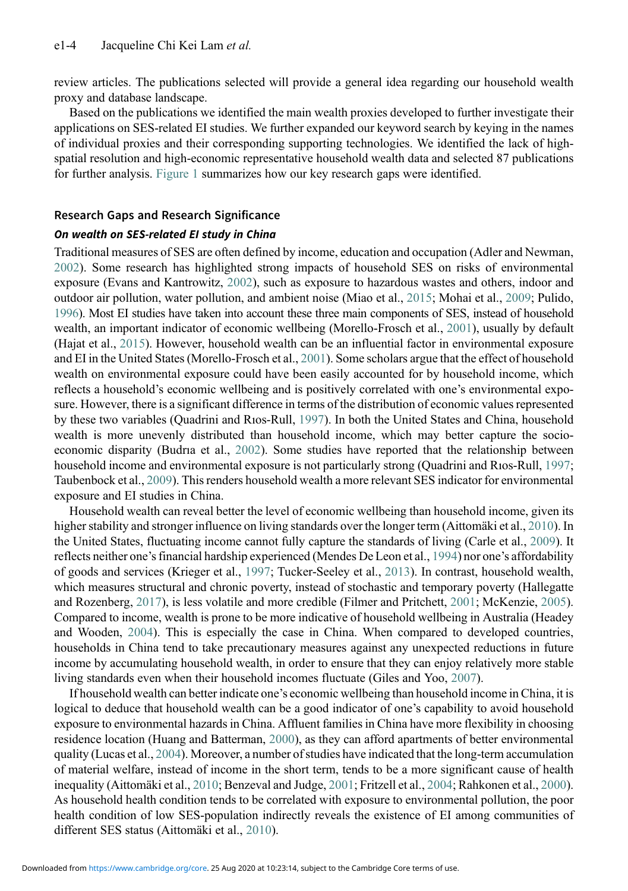review articles. The publications selected will provide a general idea regarding our household wealth proxy and database landscape.

Based on the publications we identified the main wealth proxies developed to further investigate their applications on SES-related EI studies. We further expanded our keyword search by keying in the names of individual proxies and their corresponding supporting technologies. We identified the lack of high-spatial resolution and high-economic representative household wealth data and selected 87 publications for further analysis. Figure 1 summarizes how our key research gaps were identified.

## Research Gaps and Research Significance

### *On wealth on SES-related EI study in China*

Traditional measures of SES are often defined by income, education and occupation (Adler and Newman, 2002). Some research has highlighted strong impacts of household SES on risks of environmental exposure (Evans and Kantrowitz, 2002), such as exposure to hazardous wastes and others, indoor and outdoor air pollution, water pollution, and ambient noise (Miao et al., 2015; Mohai et al., 2009; Pulido, 1996). Most EI studies have taken into account these three main components of SES, instead of household wealth, an important indicator of economic wellbeing (Morello-Frosch et al., 2001), usually by default (Hajat et al., 2015). However, household wealth can be an influential factor in environmental exposure and EI in the United States (Morello-Frosch et al., 2001). Some scholars argue that the effect of household wealth on environmental exposure could have been easily accounted for by household income, which reflects a household's economic wellbeing and is positively correlated with one's environmental exposure. However, there is a significant difference in terms of the distribution of economic values represented by these two variables (Quadrini and Rıos-Rull, 1997). In both the United States and China, household wealth is more unevenly distributed than household income, which may better capture the socio-economic disparity (Budrıa et al., 2002). Some studies have reported that the relationship between household income and environmental exposure is not particularly strong (Quadrini and Rıos-Rull, 1997; Taubenbock et al., 2009). This renders household wealth a more relevant SES indicator for environmental exposure and EI studies in China.

Household wealth can reveal better the level of economic wellbeing than household income, given its higher stability and stronger influence on living standards over the longer term (Aittomäki et al., 2010). In the United States, fluctuating income cannot fully capture the standards of living (Carle et al., 2009). It reflects neither one's financial hardship experienced (Mendes De Leon et al., 1994) nor one's affordability of goods and services (Krieger et al., 1997; Tucker-Seeley et al., 2013). In contrast, household wealth, which measures structural and chronic poverty, instead of stochastic and temporary poverty (Hallegatte and Rozenberg, 2017), is less volatile and more credible (Filmer and Pritchett, 2001; McKenzie, 2005). Compared to income, wealth is prone to be more indicative of household wellbeing in Australia (Headey and Wooden, 2004). This is especially the case in China. When compared to developed countries, households in China tend to take precautionary measures against any unexpected reductions in future income by accumulating household wealth, in order to ensure that they can enjoy relatively more stable living standards even when their household incomes fluctuate (Giles and Yoo, 2007).

If household wealth can better indicate one's economic wellbeing than household income in China, it is logical to deduce that household wealth can be a good indicator of one's capability to avoid household exposure to environmental hazards in China. Affluent families in China have more flexibility in choosing residence location (Huang and Batterman, 2000), as they can afford apartments of better environmental quality (Lucas et al., 2004). Moreover, a number of studies have indicated that the long-term accumulation of material welfare, instead of income in the short term, tends to be a more significant cause of health inequality (Aittomäki et al., 2010; Benzeval and Judge, 2001; Fritzell et al., 2004; Rahkonen et al., 2000). As household health condition tends to be correlated with exposure to environmental pollution, the poor health condition of low SES-population indirectly reveals the existence of EI among communities of different SES status (Aittomäki et al., 2010).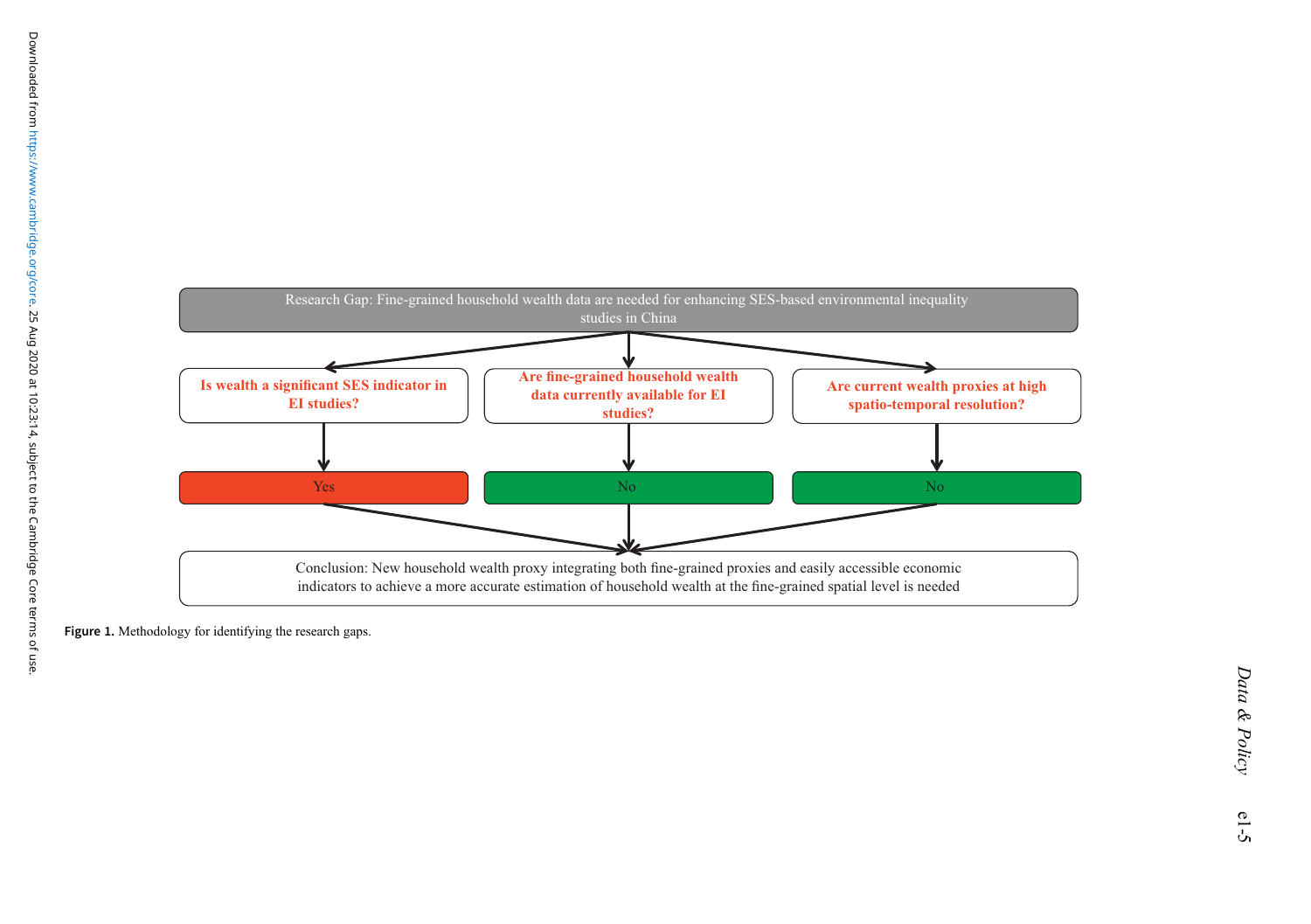Research Gap: Fine-grained household wealth data are needed for enhancing SES-based environmental inequality studies in China

**Is wealth a significant SES indicator in EI studies?**

Yes

**Are fine-grained household wealth data currently available for EI studies?**

No

**Are current wealth proxies at high spatio-temporal resolution?**

No

Conclusion: New household wealth proxy integrating both fine-grained proxies and easily accessible economic indicators to achieve a more accurate estimation of household wealth at the fine-grained spatial level is needed

**Figure 1.** Methodology for identifying the research gaps.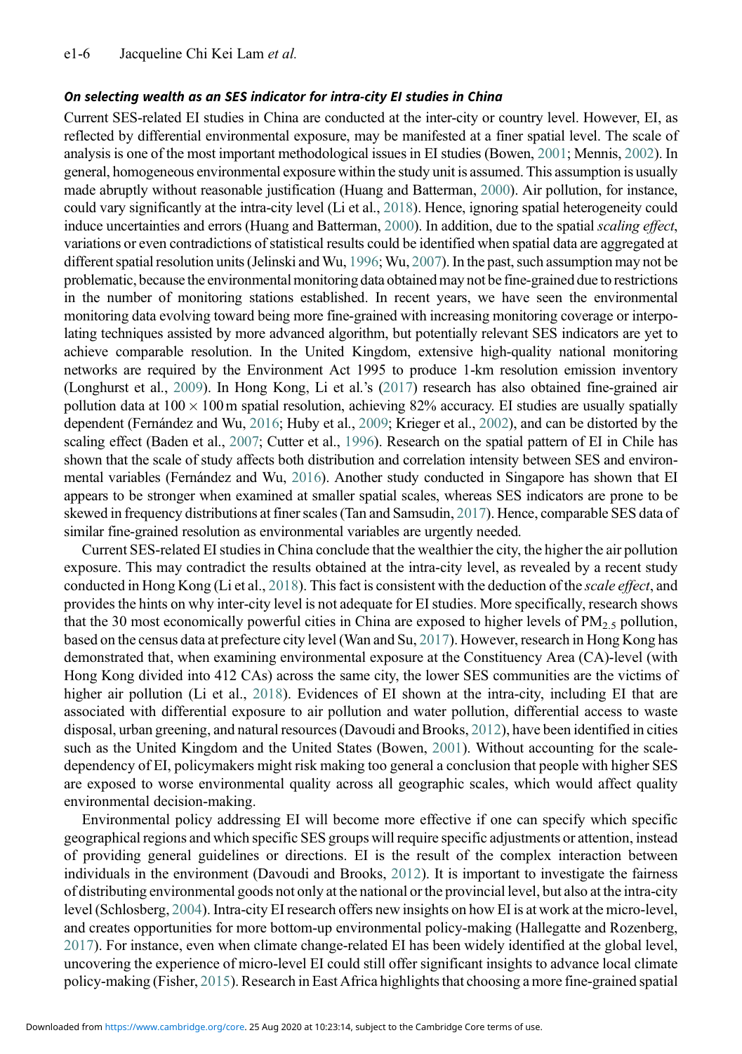### *On selecting wealth as an SES indicator for intra-city EI studies in China*

Current SES-related EI studies in China are conducted at the inter-city or country level. However, EI, as reflected by differential environmental exposure, may be manifested at a finer spatial level. The scale of analysis is one of the most important methodological issues in EI studies (Bowen, 2001; Mennis, 2002). In general, homogeneous environmental exposure within the study unit is assumed. This assumption is usually made abruptly without reasonable justification (Huang and Batterman, 2000). Air pollution, for instance, could vary significantly at the intra-city level (Li et al., 2018). Hence, ignoring spatial heterogeneity could induce uncertainties and errors (Huang and Batterman, 2000). In addition, due to the spatial *scaling effect*, variations or even contradictions of statistical results could be identified when spatial data are aggregated at different spatial resolution units (Jelinski and Wu, 1996; Wu, 2007). In the past, such assumption may not be problematic, because the environmental monitoring data obtained may not be fine-grained due to restrictions in the number of monitoring stations established. In recent years, we have seen the environmental monitoring data evolving toward being more fine-grained with increasing monitoring coverage or interpolating techniques assisted by more advanced algorithm, but potentially relevant SES indicators are yet to achieve comparable resolution. In the United Kingdom, extensive high-quality national monitoring networks are required by the Environment Act 1995 to produce 1-km resolution emission inventory (Longhurst et al., 2009). In Hong Kong, Li et al.'s (2017) research has also obtained fine-grained air pollution data at $100 \times 100$ m spatial resolution, achieving 82% accuracy. EI studies are usually spatially dependent (Fernández and Wu, 2016; Huby et al., 2009; Krieger et al., 2002), and can be distorted by the scaling effect (Baden et al., 2007; Cutter et al., 1996). Research on the spatial pattern of EI in Chile has shown that the scale of study affects both distribution and correlation intensity between SES and environmental variables (Fernández and Wu, 2016). Another study conducted in Singapore has shown that EI appears to be stronger when examined at smaller spatial scales, whereas SES indicators are prone to be skewed in frequency distributions at finer scales (Tan and Samsudin, 2017). Hence, comparable SES data of similar fine-grained resolution as environmental variables are urgently needed.

Current SES-related EI studies in China conclude that the wealthier the city, the higher the air pollution exposure. This may contradict the results obtained at the intra-city level, as revealed by a recent study conducted in Hong Kong (Li et al., 2018). This fact is consistent with the deduction of the *scale effect*, and provides the hints on why inter-city level is not adequate for EI studies. More specifically, research shows that the 30 most economically powerful cities in China are exposed to higher levels of $PM_{2.5}$ pollution, based on the census data at prefecture city level (Wan and Su, 2017). However, research in Hong Kong has demonstrated that, when examining environmental exposure at the Constituency Area (CA)-level (with Hong Kong divided into 412 CAs) across the same city, the lower SES communities are the victims of higher air pollution (Li et al., 2018). Evidences of EI shown at the intra-city, including EI that are associated with differential exposure to air pollution and water pollution, differential access to waste disposal, urban greening, and natural resources (Davoudi and Brooks, 2012), have been identified in cities such as the United Kingdom and the United States (Bowen, 2001). Without accounting for the scale-dependency of EI, policymakers might risk making too general a conclusion that people with higher SES are exposed to worse environmental quality across all geographic scales, which would affect quality environmental decision-making.

Environmental policy addressing EI will become more effective if one can specify which specific geographical regions and which specific SES groups will require specific adjustments or attention, instead of providing general guidelines or directions. EI is the result of the complex interaction between individuals in the environment (Davoudi and Brooks, 2012). It is important to investigate the fairness of distributing environmental goods not only at the national or the provincial level, but also at the intra-city level (Schlosberg, 2004). Intra-city EI research offers new insights on how EI is at work at the micro-level, and creates opportunities for more bottom-up environmental policy-making (Hallegatte and Rozenberg, 2017). For instance, even when climate change-related EI has been widely identified at the global level, uncovering the experience of micro-level EI could still offer significant insights to advance local climate policy-making (Fisher, 2015). Research in East Africa highlights that choosing a more fine-grained spatial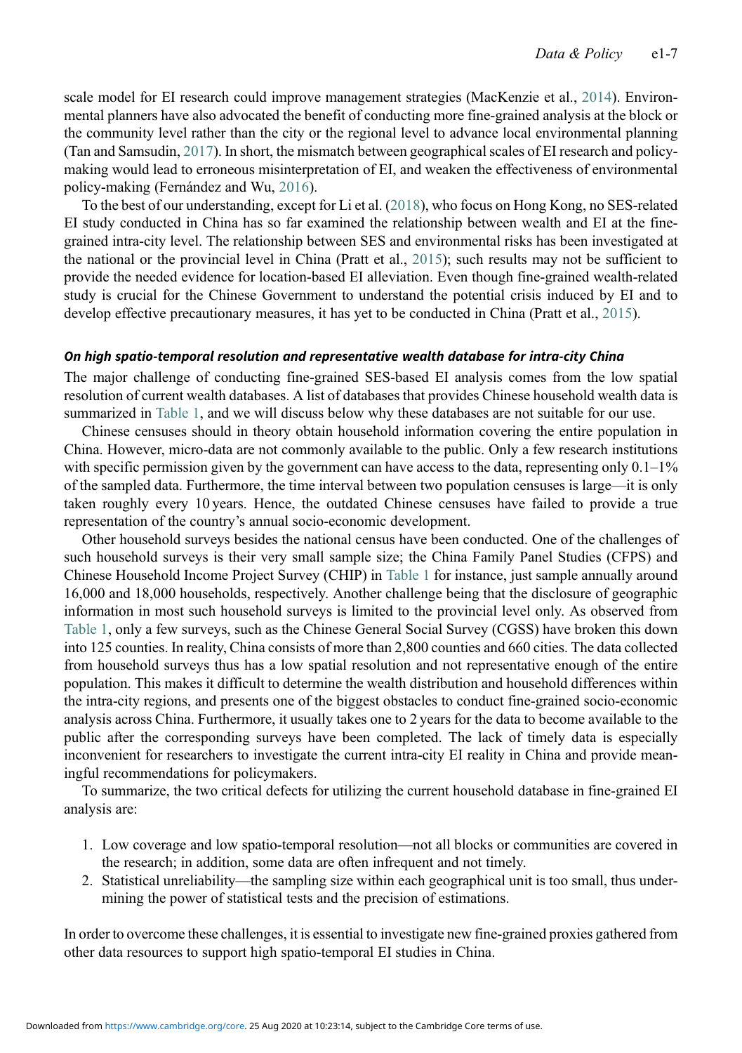scale model for EI research could improve management strategies (MacKenzie et al., 2014). Environmental planners have also advocated the benefit of conducting more fine-grained analysis at the block or the community level rather than the city or the regional level to advance local environmental planning (Tan and Samsudin, 2017). In short, the mismatch between geographical scales of EI research and policy-making would lead to erroneous misinterpretation of EI, and weaken the effectiveness of environmental policy-making (Fernández and Wu, 2016).

To the best of our understanding, except for Li et al. (2018), who focus on Hong Kong, no SES-related EI study conducted in China has so far examined the relationship between wealth and EI at the fine-grained intra-city level. The relationship between SES and environmental risks has been investigated at the national or the provincial level in China (Pratt et al., 2015); such results may not be sufficient to provide the needed evidence for location-based EI alleviation. Even though fine-grained wealth-related study is crucial for the Chinese Government to understand the potential crisis induced by EI and to develop effective precautionary measures, it has yet to be conducted in China (Pratt et al., 2015).

### *On high spatio-temporal resolution and representative wealth database for intra-city China*

The major challenge of conducting fine-grained SES-based EI analysis comes from the low spatial resolution of current wealth databases. A list of databases that provides Chinese household wealth data is summarized in Table 1, and we will discuss below why these databases are not suitable for our use.

Chinese censuses should in theory obtain household information covering the entire population in China. However, micro-data are not commonly available to the public. Only a few research institutions with specific permission given by the government can have access to the data, representing only 0.1–1% of the sampled data. Furthermore, the time interval between two population censuses is large—it is only taken roughly every 10 years. Hence, the outdated Chinese censuses have failed to provide a true representation of the country's annual socio-economic development.

Other household surveys besides the national census have been conducted. One of the challenges of such household surveys is their very small sample size; the China Family Panel Studies (CFPS) and Chinese Household Income Project Survey (CHIP) in Table 1 for instance, just sample annually around 16,000 and 18,000 households, respectively. Another challenge being that the disclosure of geographic information in most such household surveys is limited to the provincial level only. As observed from Table 1, only a few surveys, such as the Chinese General Social Survey (CGSS) have broken this down into 125 counties. In reality, China consists of more than 2,800 counties and 660 cities. The data collected from household surveys thus has a low spatial resolution and not representative enough of the entire population. This makes it difficult to determine the wealth distribution and household differences within the intra-city regions, and presents one of the biggest obstacles to conduct fine-grained socio-economic analysis across China. Furthermore, it usually takes one to 2 years for the data to become available to the public after the corresponding surveys have been completed. The lack of timely data is especially inconvenient for researchers to investigate the current intra-city EI reality in China and provide meaningful recommendations for policymakers.

To summarize, the two critical defects for utilizing the current household database in fine-grained EI analysis are:

1. Low coverage and low spatio-temporal resolution—not all blocks or communities are covered in the research; in addition, some data are often infrequent and not timely.
2. Statistical unreliability—the sampling size within each geographical unit is too small, thus undermining the power of statistical tests and the precision of estimations.

In order to overcome these challenges, it is essential to investigate new fine-grained proxies gathered from other data resources to support high spatio-temporal EI studies in China.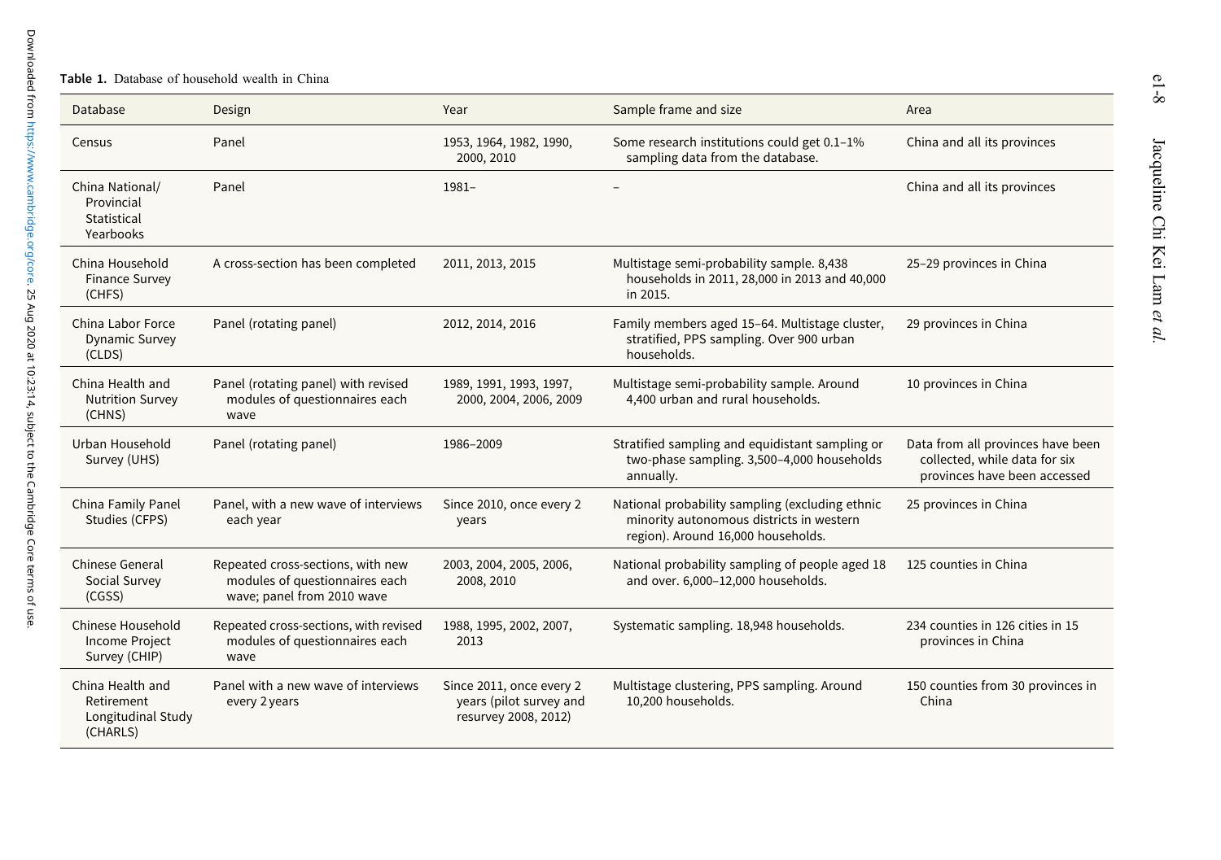**Table 1.** Database of household wealth in China

| Database | Design | Year | Sample frame and size | Area |
|---|---|---|---|---|
| Census | Panel | 1953, 1964, 1982, 1990, 2000, 2010 | Some research institutions could get 0.1–1% sampling data from the database. | China and all its provinces |
| China National/Provincial Statistical Yearbooks | Panel | 1981– | – | China and all its provinces |
| China Household Finance Survey (CHFS) | A cross-section has been completed | 2011, 2013, 2015 | Multistage semi-probability sample. 8,438 households in 2011, 28,000 in 2013 and 40,000 in 2015. | 25–29 provinces in China |
| China Labor Force Dynamic Survey (CLDS) | Panel (rotating panel) | 2012, 2014, 2016 | Family members aged 15–64. Multistage cluster, stratified, PPS sampling. Over 900 urban households. | 29 provinces in China |
| China Health and Nutrition Survey (CHNS) | Panel (rotating panel) with revised modules of questionnaires each wave | 1989, 1991, 1993, 1997, 2000, 2004, 2006, 2009 | Multistage semi-probability sample. Around 4,400 urban and rural households. | 10 provinces in China |
| Urban Household Survey (UHS) | Panel (rotating panel) | 1986–2009 | Stratified sampling and equidistant sampling or two-phase sampling. 3,500–4,000 households annually. | Data from all provinces have been collected, while data for six provinces have been accessed |
| China Family Panel Studies (CFPS) | Panel, with a new wave of interviews each year | Since 2010, once every 2 years | National probability sampling (excluding ethnic minority autonomous districts in western region). Around 16,000 households. | 25 provinces in China |
| Chinese General Social Survey (CGSS) | Repeated cross-sections, with new modules of questionnaires each wave; panel from 2010 wave | 2003, 2004, 2005, 2006, 2008, 2010 | National probability sampling of people aged 18 and over. 6,000–12,000 households. | 125 counties in China |
| Chinese Household Income Project Survey (CHIP) | Repeated cross-sections, with revised modules of questionnaires each wave | 1988, 1995, 2002, 2007, 2013 | Systematic sampling. 18,948 households. | 234 counties in 126 cities in 15 provinces in China |
| China Health and Retirement Longitudinal Study (CHARLS) | Panel with a new wave of interviews every 2 years | Since 2011, once every 2 years (pilot survey and resurvey 2008, 2012) | Multistage clustering, PPS sampling. Around 10,200 households. | 150 counties from 30 provinces in China |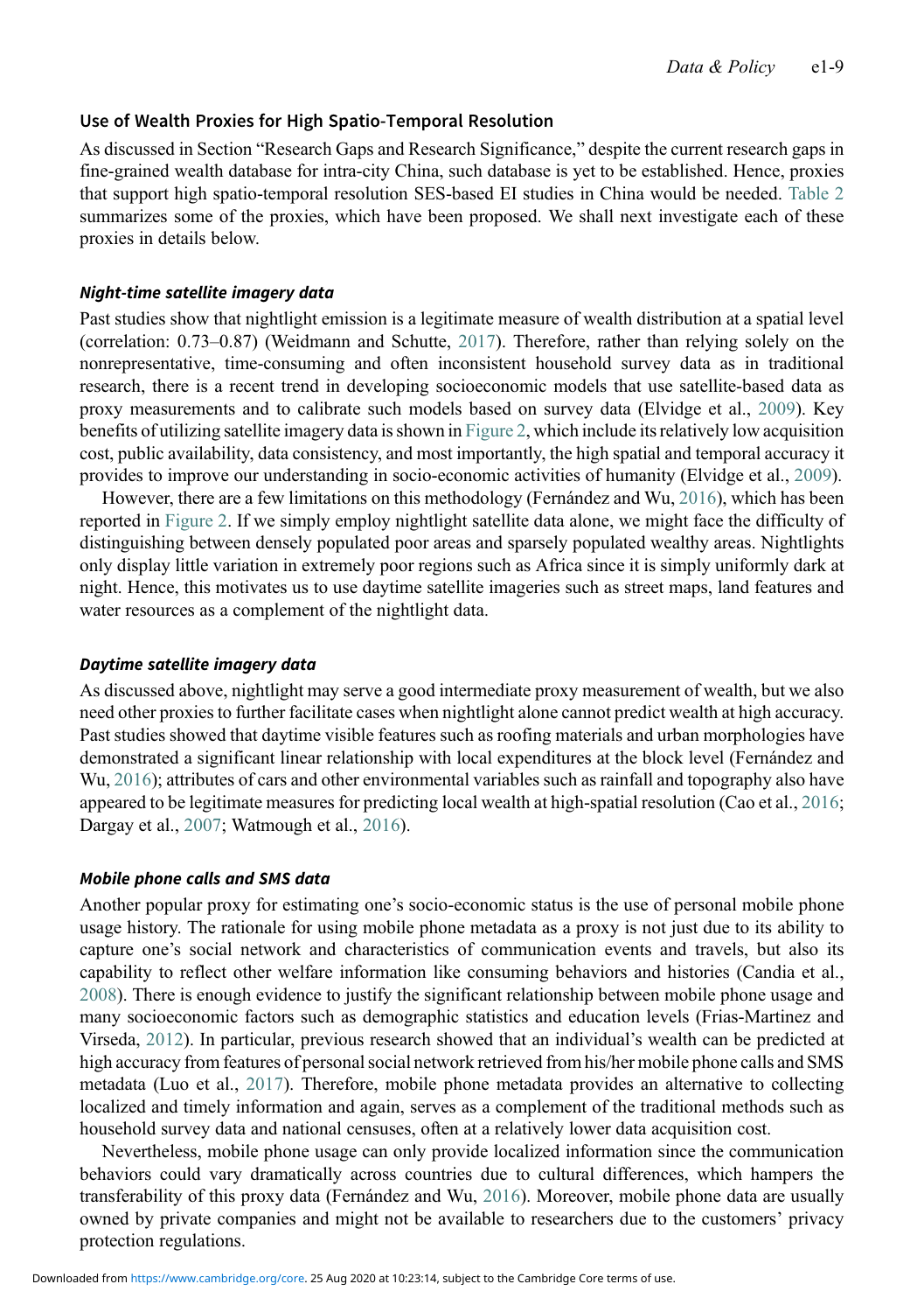### Use of Wealth Proxies for High Spatio-Temporal Resolution

As discussed in Section "Research Gaps and Research Significance," despite the current research gaps in fine-grained wealth database for intra-city China, such database is yet to be established. Hence, proxies that support high spatio-temporal resolution SES-based EI studies in China would be needed. Table 2 summarizes some of the proxies, which have been proposed. We shall next investigate each of these proxies in details below.

#### *Night-time satellite imagery data*

Past studies show that nightlight emission is a legitimate measure of wealth distribution at a spatial level (correlation: 0.73–0.87) (Weidmann and Schutte, 2017). Therefore, rather than relying solely on the nonrepresentative, time-consuming and often inconsistent household survey data as in traditional research, there is a recent trend in developing socioeconomic models that use satellite-based data as proxy measurements and to calibrate such models based on survey data (Elvidge et al., 2009). Key benefits of utilizing satellite imagery data is shown in Figure 2, which include its relatively low acquisition cost, public availability, data consistency, and most importantly, the high spatial and temporal accuracy it provides to improve our understanding in socio-economic activities of humanity (Elvidge et al., 2009).

However, there are a few limitations on this methodology (Fernández and Wu, 2016), which has been reported in Figure 2. If we simply employ nightlight satellite data alone, we might face the difficulty of distinguishing between densely populated poor areas and sparsely populated wealthy areas. Nightlights only display little variation in extremely poor regions such as Africa since it is simply uniformly dark at night. Hence, this motivates us to use daytime satellite imageries such as street maps, land features and water resources as a complement of the nightlight data.

#### *Daytime satellite imagery data*

As discussed above, nightlight may serve a good intermediate proxy measurement of wealth, but we also need other proxies to further facilitate cases when nightlight alone cannot predict wealth at high accuracy. Past studies showed that daytime visible features such as roofing materials and urban morphologies have demonstrated a significant linear relationship with local expenditures at the block level (Fernández and Wu, 2016); attributes of cars and other environmental variables such as rainfall and topography also have appeared to be legitimate measures for predicting local wealth at high-spatial resolution (Cao et al., 2016; Dargay et al., 2007; Watmough et al., 2016).

#### *Mobile phone calls and SMS data*

Another popular proxy for estimating one's socio-economic status is the use of personal mobile phone usage history. The rationale for using mobile phone metadata as a proxy is not just due to its ability to capture one's social network and characteristics of communication events and travels, but also its capability to reflect other welfare information like consuming behaviors and histories (Candia et al., 2008). There is enough evidence to justify the significant relationship between mobile phone usage and many socioeconomic factors such as demographic statistics and education levels (Frias-Martinez and Virseda, 2012). In particular, previous research showed that an individual's wealth can be predicted at high accuracy from features of personal social network retrieved from his/her mobile phone calls and SMS metadata (Luo et al., 2017). Therefore, mobile phone metadata provides an alternative to collecting localized and timely information and again, serves as a complement of the traditional methods such as household survey data and national censuses, often at a relatively lower data acquisition cost.

Nevertheless, mobile phone usage can only provide localized information since the communication behaviors could vary dramatically across countries due to cultural differences, which hampers the transferability of this proxy data (Fernández and Wu, 2016). Moreover, mobile phone data are usually owned by private companies and might not be available to researchers due to the customers' privacy protection regulations.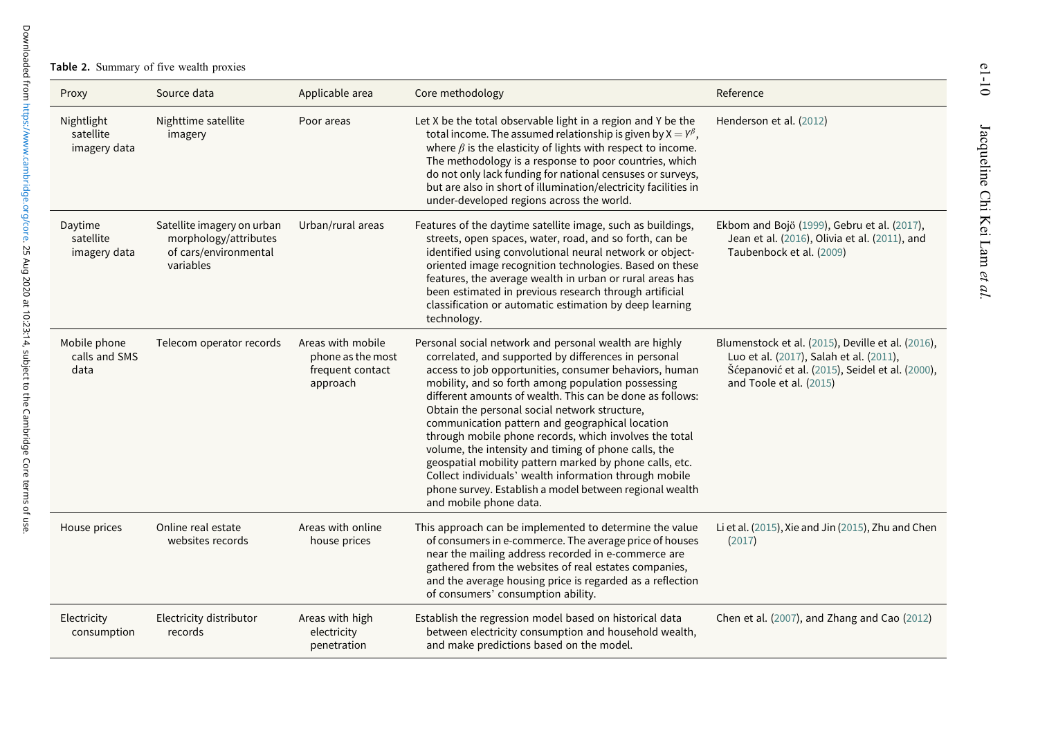**Table 2.** Summary of five wealth proxies

| Proxy | Source data | Applicable area | Core methodology | Reference |
|---|---|---|---|---|
| Nightlight satellite imagery data | Nighttime satellite imagery | Poor areas | Let X be the total observable light in a region and Y be the total income. The assumed relationship is given by $X = Y^{\beta}$, where $\beta$ is the elasticity of lights with respect to income. The methodology is a response to poor countries, which do not only lack funding for national censuses or surveys, but are also in short of illumination/electricity facilities in under-developed regions across the world. | Henderson et al. (2012) |
| Daytime satellite imagery data | Satellite imagery on urban morphology/attributes of cars/environmental variables | Urban/rural areas | Features of the daytime satellite image, such as buildings, streets, open spaces, water, road, and so forth, can be identified using convolutional neural network or object-oriented image recognition technologies. Based on these features, the average wealth in urban or rural areas has been estimated in previous research through artificial classification or automatic estimation by deep learning technology. | Ekbom and Bojö (1999), Gebru et al. (2017), Jean et al. (2016), Olivia et al. (2011), and Taubenbock et al. (2009) |
| Mobile phone calls and SMS data | Telecom operator records | Areas with mobile phone as the most frequent contact approach | Personal social network and personal wealth are highly correlated, and supported by differences in personal access to job opportunities, consumer behaviors, human mobility, and so forth among population possessing different amounts of wealth. This can be done as follows: Obtain the personal social network structure, communication pattern and geographical location through mobile phone records, which involves the total volume, the intensity and timing of phone calls, the geospatial mobility pattern marked by phone calls, etc. Collect individuals' wealth information through mobile phone survey. Establish a model between regional wealth and mobile phone data. | Blumenstock et al. (2015), Deville et al. (2016), Luo et al. (2017), Salah et al. (2011), Šćepanović et al. (2015), Seidel et al. (2000), and Toole et al. (2015) |
| House prices | Online real estate websites records | Areas with online house prices | This approach can be implemented to determine the value of consumers in e-commerce. The average price of houses near the mailing address recorded in e-commerce are gathered from the websites of real estates companies, and the average housing price is regarded as a reflection of consumers' consumption ability. | Li et al. (2015), Xie and Jin (2015), Zhu and Chen (2017) |
| Electricity consumption | Electricity distributor records | Areas with high electricity penetration | Establish the regression model based on historical data between electricity consumption and household wealth, and make predictions based on the model. | Chen et al. (2007), and Zhang and Cao (2012) |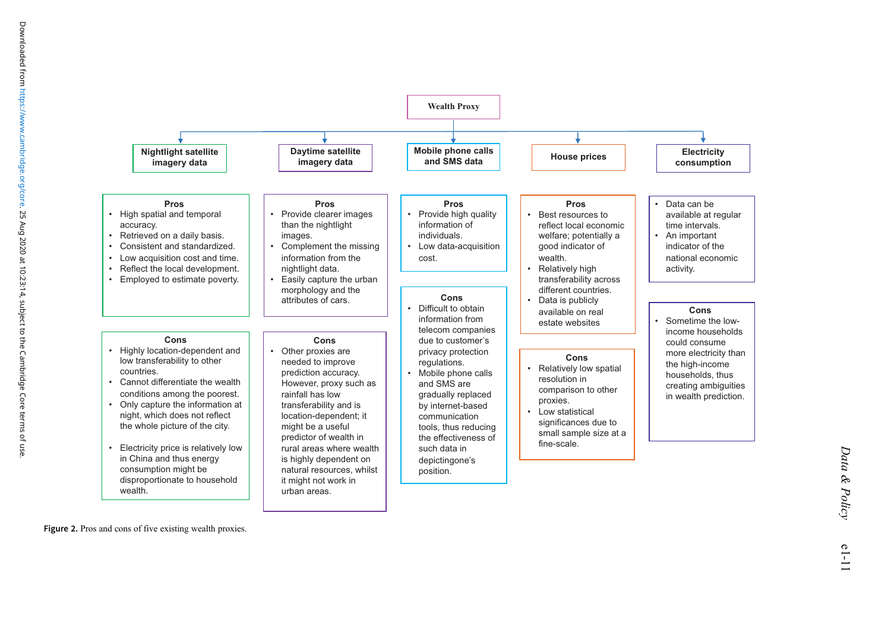# Wealth Proxy

## Nightlight satellite imagery data

**Pros**

- High spatial and temporal accuracy.
- Retrieved on a daily basis.
- Consistent and standardized.
- Low acquisition cost and time.
- Reflect the local development.
- Employed to estimate poverty.

**Cons**

- Highly location-dependent and low transferability to other countries.
- Cannot differentiate the wealth conditions among the poorest.
- Only capture the information at night, which does not reflect the whole picture of the city.
- Electricity price is relatively low in China and thus energy consumption might be disproportionate to household wealth.

## Daytime satellite imagery data

**Pros**

- Provide clearer images than the nightlight images.
- Complement the missing information from the nightlight data.
- Easily capture the urban morphology and the attributes of cars.

**Cons**

- Other proxies are needed to improve prediction accuracy. However, proxy such as rainfall has low transferability and is location-dependent; it might be a useful predictor of wealth in rural areas where wealth is highly dependent on natural resources, whilst it might not work in urban areas.

## Mobile phone calls and SMS data

**Pros**

- Provide high quality information of individuals.
- Low data-acquisition cost.

**Cons**

- Difficult to obtain information from telecom companies due to customer's privacy protection regulations.
- Mobile phone calls and SMS are gradually replaced by internet-based communication tools, thus reducing the effectiveness of such data in depictingone's position.

## House prices

**Pros**

- Best resources to reflect local economic welfare; potentially a good indicator of wealth.
- Relatively high transferability across different countries.
- Data is publicly available on real estate websites

**Cons**

- Relatively low spatial resolution in comparison to other proxies.
- Low statistical significances due to small sample size at a fine-scale.

## Electricity consumption

- Data can be available at regular time intervals.
- An important indicator of the national economic activity.

**Cons**

- Sometime the low-income households could consume more electricity than the high-income households, thus creating ambiguities in wealth prediction.

**Figure 2.** Pros and cons of five existing wealth proxies.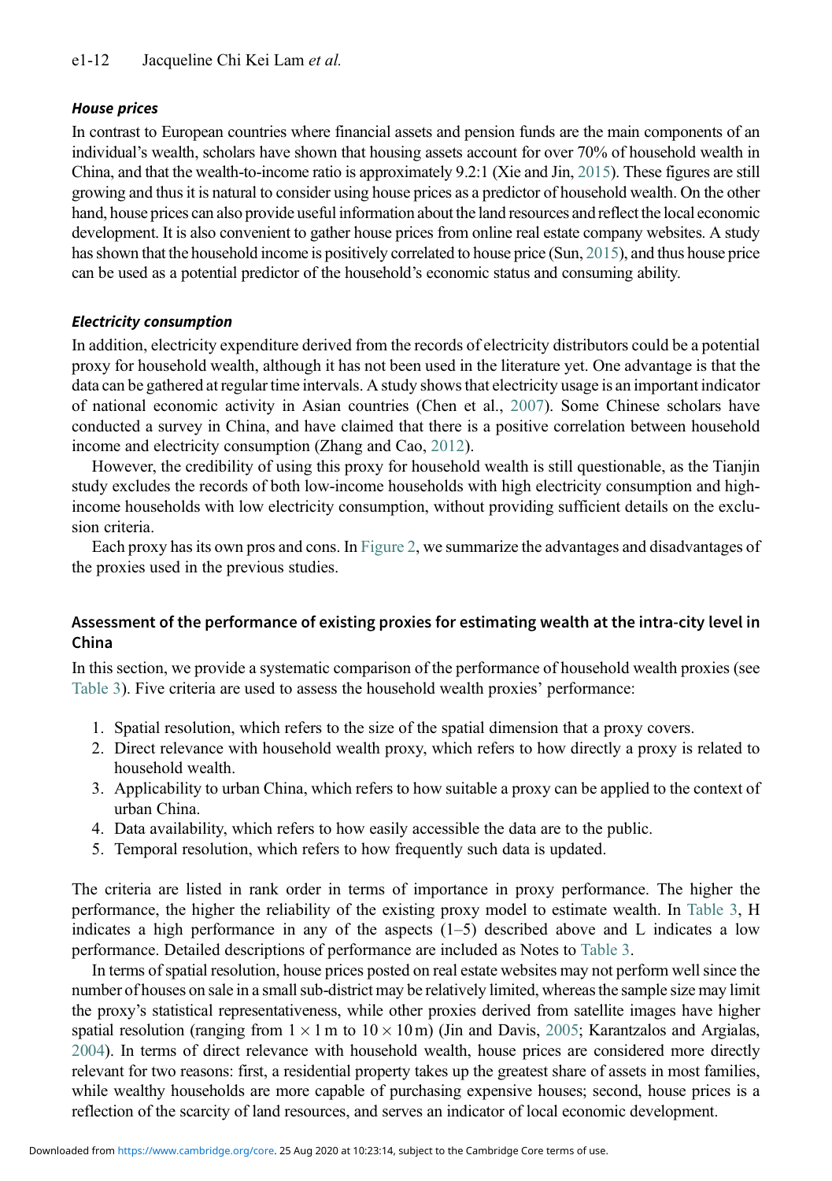#### *House prices*

In contrast to European countries where financial assets and pension funds are the main components of an individual's wealth, scholars have shown that housing assets account for over 70% of household wealth in China, and that the wealth-to-income ratio is approximately 9.2:1 (Xie and Jin, 2015). These figures are still growing and thus it is natural to consider using house prices as a predictor of household wealth. On the other hand, house prices can also provide useful information about the land resources and reflect the local economic development. It is also convenient to gather house prices from online real estate company websites. A study has shown that the household income is positively correlated to house price (Sun, 2015), and thus house price can be used as a potential predictor of the household's economic status and consuming ability.

#### *Electricity consumption*

In addition, electricity expenditure derived from the records of electricity distributors could be a potential proxy for household wealth, although it has not been used in the literature yet. One advantage is that the data can be gathered at regular time intervals. A study shows that electricity usage is an important indicator of national economic activity in Asian countries (Chen et al., 2007). Some Chinese scholars have conducted a survey in China, and have claimed that there is a positive correlation between household income and electricity consumption (Zhang and Cao, 2012).

However, the credibility of using this proxy for household wealth is still questionable, as the Tianjin study excludes the records of both low-income households with high electricity consumption and high-income households with low electricity consumption, without providing sufficient details on the exclusion criteria.

Each proxy has its own pros and cons. In Figure 2, we summarize the advantages and disadvantages of the proxies used in the previous studies.

### Assessment of the performance of existing proxies for estimating wealth at the intra-city level in China

In this section, we provide a systematic comparison of the performance of household wealth proxies (see Table 3). Five criteria are used to assess the household wealth proxies' performance:

1. Spatial resolution, which refers to the size of the spatial dimension that a proxy covers.
2. Direct relevance with household wealth proxy, which refers to how directly a proxy is related to household wealth.
3. Applicability to urban China, which refers to how suitable a proxy can be applied to the context of urban China.
4. Data availability, which refers to how easily accessible the data are to the public.
5. Temporal resolution, which refers to how frequently such data is updated.

The criteria are listed in rank order in terms of importance in proxy performance. The higher the performance, the higher the reliability of the existing proxy model to estimate wealth. In Table 3, H indicates a high performance in any of the aspects (1–5) described above and L indicates a low performance. Detailed descriptions of performance are included as Notes to Table 3.

In terms of spatial resolution, house prices posted on real estate websites may not perform well since the number of houses on sale in a small sub-district may be relatively limited, whereas the sample size may limit the proxy's statistical representativeness, while other proxies derived from satellite images have higher spatial resolution (ranging from $1 \times 1$ m to $10 \times 10$ m) (Jin and Davis, 2005; Karantzalos and Argialas, 2004). In terms of direct relevance with household wealth, house prices are considered more directly relevant for two reasons: first, a residential property takes up the greatest share of assets in most families, while wealthy households are more capable of purchasing expensive houses; second, house prices is a reflection of the scarcity of land resources, and serves an indicator of local economic development.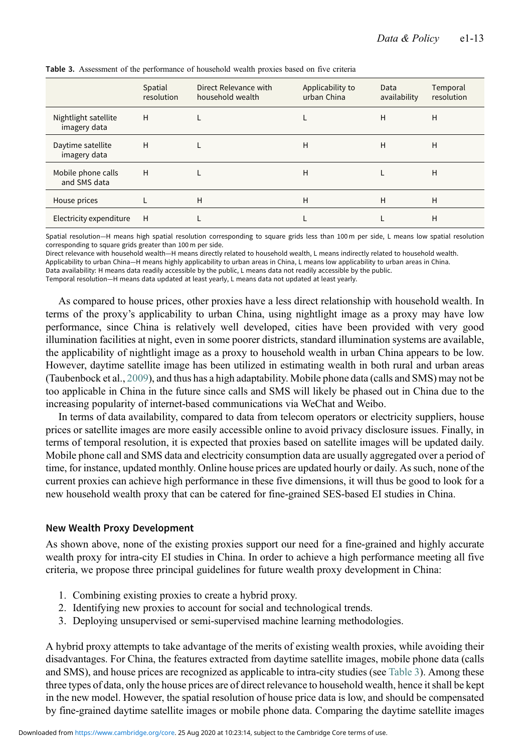**Table 3.** Assessment of the performance of household wealth proxies based on five criteria

| | Spatial resolution | Direct Relevance with household wealth | Applicability to urban China | Data availability | Temporal resolution |
|---|---|---|---|---|---|
| Nightlight satellite imagery data | H | L | L | H | H |
| Daytime satellite imagery data | H | L | H | H | H |
| Mobile phone calls and SMS data | H | L | H | L | H |
| House prices | L | H | H | H | H |
| Electricity expenditure | H | L | L | L | H |

Spatial resolution—H means high spatial resolution corresponding to square grids less than 100 m per side, L means low spatial resolution corresponding to square grids greater than 100 m per side.
Direct relevance with household wealth—H means directly related to household wealth, L means indirectly related to household wealth.
Applicability to urban China—H means highly applicability to urban areas in China, L means low applicability to urban areas in China.
Data availability: H means data readily accessible by the public, L means data not readily accessible by the public.
Temporal resolution—H means data updated at least yearly, L means data not updated at least yearly.

As compared to house prices, other proxies have a less direct relationship with household wealth. In terms of the proxy's applicability to urban China, using nightlight image as a proxy may have low performance, since China is relatively well developed, cities have been provided with very good illumination facilities at night, even in some poorer districts, standard illumination systems are available, the applicability of nightlight image as a proxy to household wealth in urban China appears to be low. However, daytime satellite image has been utilized in estimating wealth in both rural and urban areas (Taubenbock et al., 2009), and thus has a high adaptability. Mobile phone data (calls and SMS) may not be too applicable in China in the future since calls and SMS will likely be phased out in China due to the increasing popularity of internet-based communications via WeChat and Weibo.

In terms of data availability, compared to data from telecom operators or electricity suppliers, house prices or satellite images are more easily accessible online to avoid privacy disclosure issues. Finally, in terms of temporal resolution, it is expected that proxies based on satellite images will be updated daily. Mobile phone call and SMS data and electricity consumption data are usually aggregated over a period of time, for instance, updated monthly. Online house prices are updated hourly or daily. As such, none of the current proxies can achieve high performance in these five dimensions, it will thus be good to look for a new household wealth proxy that can be catered for fine-grained SES-based EI studies in China.

## New Wealth Proxy Development

As shown above, none of the existing proxies support our need for a fine-grained and highly accurate wealth proxy for intra-city EI studies in China. In order to achieve a high performance meeting all five criteria, we propose three principal guidelines for future wealth proxy development in China:

1. Combining existing proxies to create a hybrid proxy.
2. Identifying new proxies to account for social and technological trends.
3. Deploying unsupervised or semi-supervised machine learning methodologies.

A hybrid proxy attempts to take advantage of the merits of existing wealth proxies, while avoiding their disadvantages. For China, the features extracted from daytime satellite images, mobile phone data (calls and SMS), and house prices are recognized as applicable to intra-city studies (see Table 3). Among these three types of data, only the house prices are of direct relevance to household wealth, hence it shall be kept in the new model. However, the spatial resolution of house price data is low, and should be compensated by fine-grained daytime satellite images or mobile phone data. Comparing the daytime satellite images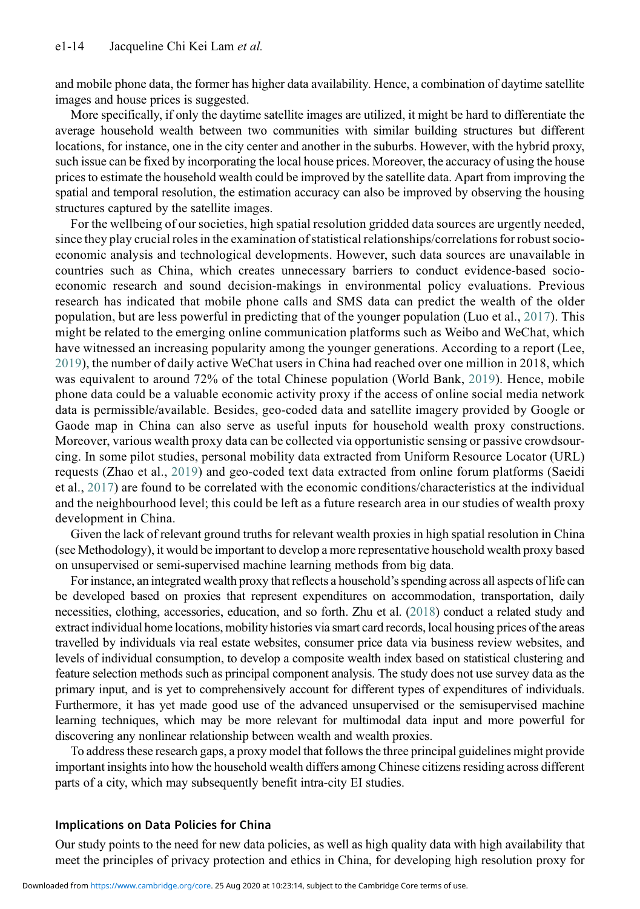and mobile phone data, the former has higher data availability. Hence, a combination of daytime satellite images and house prices is suggested.

More specifically, if only the daytime satellite images are utilized, it might be hard to differentiate the average household wealth between two communities with similar building structures but different locations, for instance, one in the city center and another in the suburbs. However, with the hybrid proxy, such issue can be fixed by incorporating the local house prices. Moreover, the accuracy of using the house prices to estimate the household wealth could be improved by the satellite data. Apart from improving the spatial and temporal resolution, the estimation accuracy can also be improved by observing the housing structures captured by the satellite images.

For the wellbeing of our societies, high spatial resolution gridded data sources are urgently needed, since they play crucial roles in the examination of statistical relationships/correlations for robust socio-economic analysis and technological developments. However, such data sources are unavailable in countries such as China, which creates unnecessary barriers to conduct evidence-based socio-economic research and sound decision-makings in environmental policy evaluations. Previous research has indicated that mobile phone calls and SMS data can predict the wealth of the older population, but are less powerful in predicting that of the younger population (Luo et al., 2017). This might be related to the emerging online communication platforms such as Weibo and WeChat, which have witnessed an increasing popularity among the younger generations. According to a report (Lee, 2019), the number of daily active WeChat users in China had reached over one million in 2018, which was equivalent to around 72% of the total Chinese population (World Bank, 2019). Hence, mobile phone data could be a valuable economic activity proxy if the access of online social media network data is permissible/available. Besides, geo-coded data and satellite imagery provided by Google or Gaode map in China can also serve as useful inputs for household wealth proxy constructions. Moreover, various wealth proxy data can be collected via opportunistic sensing or passive crowdsourcing. In some pilot studies, personal mobility data extracted from Uniform Resource Locator (URL) requests (Zhao et al., 2019) and geo-coded text data extracted from online forum platforms (Saeidi et al., 2017) are found to be correlated with the economic conditions/characteristics at the individual and the neighbourhood level; this could be left as a future research area in our studies of wealth proxy development in China.

Given the lack of relevant ground truths for relevant wealth proxies in high spatial resolution in China (see Methodology), it would be important to develop a more representative household wealth proxy based on unsupervised or semi-supervised machine learning methods from big data.

For instance, an integrated wealth proxy that reflects a household's spending across all aspects of life can be developed based on proxies that represent expenditures on accommodation, transportation, daily necessities, clothing, accessories, education, and so forth. Zhu et al. (2018) conduct a related study and extract individual home locations, mobility histories via smart card records, local housing prices of the areas travelled by individuals via real estate websites, consumer price data via business review websites, and levels of individual consumption, to develop a composite wealth index based on statistical clustering and feature selection methods such as principal component analysis. The study does not use survey data as the primary input, and is yet to comprehensively account for different types of expenditures of individuals. Furthermore, it has yet made good use of the advanced unsupervised or the semisupervised machine learning techniques, which may be more relevant for multimodal data input and more powerful for discovering any nonlinear relationship between wealth and wealth proxies.

To address these research gaps, a proxy model that follows the three principal guidelines might provide important insights into how the household wealth differs among Chinese citizens residing across different parts of a city, which may subsequently benefit intra-city EI studies.

## Implications on Data Policies for China

Our study points to the need for new data policies, as well as high quality data with high availability that meet the principles of privacy protection and ethics in China, for developing high resolution proxy for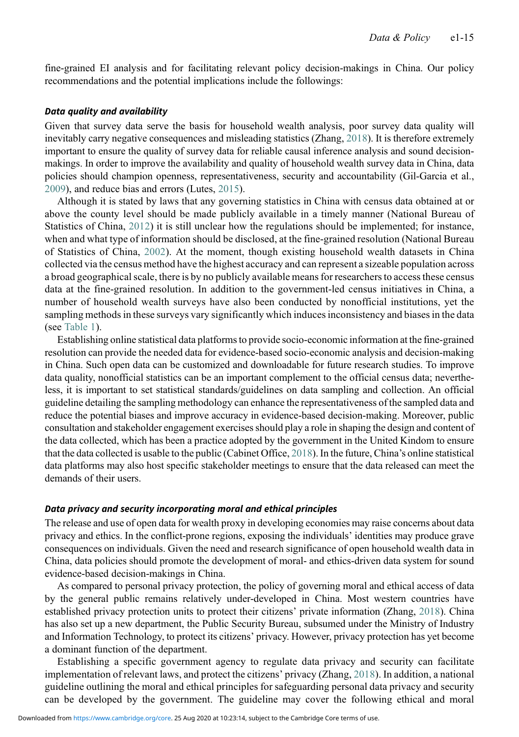fine-grained EI analysis and for facilitating relevant policy decision-makings in China. Our policy recommendations and the potential implications include the followings:

### Data quality and availability

Given that survey data serve the basis for household wealth analysis, poor survey data quality will inevitably carry negative consequences and misleading statistics (Zhang, 2018). It is therefore extremely important to ensure the quality of survey data for reliable causal inference analysis and sound decision-makings. In order to improve the availability and quality of household wealth survey data in China, data policies should champion openness, representativeness, security and accountability (Gil-Garcia et al., 2009), and reduce bias and errors (Lutes, 2015).

Although it is stated by laws that any governing statistics in China with census data obtained at or above the county level should be made publicly available in a timely manner (National Bureau of Statistics of China, 2012) it is still unclear how the regulations should be implemented; for instance, when and what type of information should be disclosed, at the fine-grained resolution (National Bureau of Statistics of China, 2002). At the moment, though existing household wealth datasets in China collected via the census method have the highest accuracy and can represent a sizeable population across a broad geographical scale, there is by no publicly available means for researchers to access these census data at the fine-grained resolution. In addition to the government-led census initiatives in China, a number of household wealth surveys have also been conducted by nonofficial institutions, yet the sampling methods in these surveys vary significantly which induces inconsistency and biases in the data (see Table 1).

Establishing online statistical data platforms to provide socio-economic information at the fine-grained resolution can provide the needed data for evidence-based socio-economic analysis and decision-making in China. Such open data can be customized and downloadable for future research studies. To improve data quality, nonofficial statistics can be an important complement to the official census data; nevertheless, it is important to set statistical standards/guidelines on data sampling and collection. An official guideline detailing the sampling methodology can enhance the representativeness of the sampled data and reduce the potential biases and improve accuracy in evidence-based decision-making. Moreover, public consultation and stakeholder engagement exercises should play a role in shaping the design and content of the data collected, which has been a practice adopted by the government in the United Kindom to ensure that the data collected is usable to the public (Cabinet Office, 2018). In the future, China's online statistical data platforms may also host specific stakeholder meetings to ensure that the data released can meet the demands of their users.

### Data privacy and security incorporating moral and ethical principles

The release and use of open data for wealth proxy in developing economies may raise concerns about data privacy and ethics. In the conflict-prone regions, exposing the individuals' identities may produce grave consequences on individuals. Given the need and research significance of open household wealth data in China, data policies should promote the development of moral- and ethics-driven data system for sound evidence-based decision-makings in China.

As compared to personal privacy protection, the policy of governing moral and ethical access of data by the general public remains relatively under-developed in China. Most western countries have established privacy protection units to protect their citizens' private information (Zhang, 2018). China has also set up a new department, the Public Security Bureau, subsumed under the Ministry of Industry and Information Technology, to protect its citizens' privacy. However, privacy protection has yet become a dominant function of the department.

Establishing a specific government agency to regulate data privacy and security can facilitate implementation of relevant laws, and protect the citizens' privacy (Zhang, 2018). In addition, a national guideline outlining the moral and ethical principles for safeguarding personal data privacy and security can be developed by the government. The guideline may cover the following ethical and moral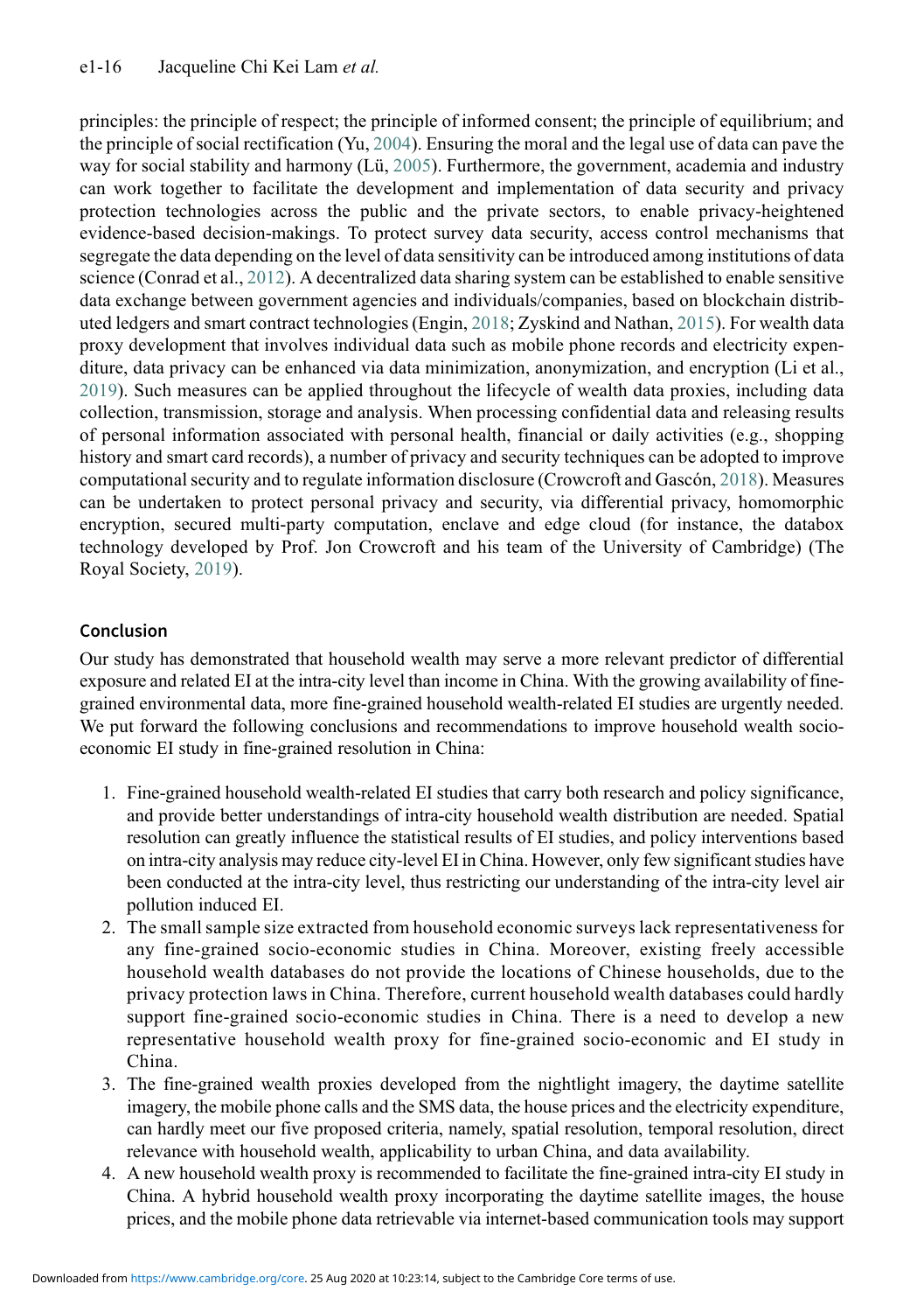principles: the principle of respect; the principle of informed consent; the principle of equilibrium; and the principle of social rectification (Yu, 2004). Ensuring the moral and the legal use of data can pave the way for social stability and harmony (Lü, 2005). Furthermore, the government, academia and industry can work together to facilitate the development and implementation of data security and privacy protection technologies across the public and the private sectors, to enable privacy-heightened evidence-based decision-makings. To protect survey data security, access control mechanisms that segregate the data depending on the level of data sensitivity can be introduced among institutions of data science (Conrad et al., 2012). A decentralized data sharing system can be established to enable sensitive data exchange between government agencies and individuals/companies, based on blockchain distributed ledgers and smart contract technologies (Engin, 2018; Zyskind and Nathan, 2015). For wealth data proxy development that involves individual data such as mobile phone records and electricity expenditure, data privacy can be enhanced via data minimization, anonymization, and encryption (Li et al., 2019). Such measures can be applied throughout the lifecycle of wealth data proxies, including data collection, transmission, storage and analysis. When processing confidential data and releasing results of personal information associated with personal health, financial or daily activities (e.g., shopping history and smart card records), a number of privacy and security techniques can be adopted to improve computational security and to regulate information disclosure (Crowcroft and Gascón, 2018). Measures can be undertaken to protect personal privacy and security, via differential privacy, homomorphic encryption, secured multi-party computation, enclave and edge cloud (for instance, the databox technology developed by Prof. Jon Crowcroft and his team of the University of Cambridge) (The Royal Society, 2019).

## Conclusion

Our study has demonstrated that household wealth may serve a more relevant predictor of differential exposure and related EI at the intra-city level than income in China. With the growing availability of fine-grained environmental data, more fine-grained household wealth-related EI studies are urgently needed. We put forward the following conclusions and recommendations to improve household wealth socio-economic EI study in fine-grained resolution in China:

1. Fine-grained household wealth-related EI studies that carry both research and policy significance, and provide better understandings of intra-city household wealth distribution are needed. Spatial resolution can greatly influence the statistical results of EI studies, and policy interventions based on intra-city analysis may reduce city-level EI in China. However, only few significant studies have been conducted at the intra-city level, thus restricting our understanding of the intra-city level air pollution induced EI.
2. The small sample size extracted from household economic surveys lack representativeness for any fine-grained socio-economic studies in China. Moreover, existing freely accessible household wealth databases do not provide the locations of Chinese households, due to the privacy protection laws in China. Therefore, current household wealth databases could hardly support fine-grained socio-economic studies in China. There is a need to develop a new representative household wealth proxy for fine-grained socio-economic and EI study in China.
3. The fine-grained wealth proxies developed from the nightlight imagery, the daytime satellite imagery, the mobile phone calls and the SMS data, the house prices and the electricity expenditure, can hardly meet our five proposed criteria, namely, spatial resolution, temporal resolution, direct relevance with household wealth, applicability to urban China, and data availability.
4. A new household wealth proxy is recommended to facilitate the fine-grained intra-city EI study in China. A hybrid household wealth proxy incorporating the daytime satellite images, the house prices, and the mobile phone data retrievable via internet-based communication tools may support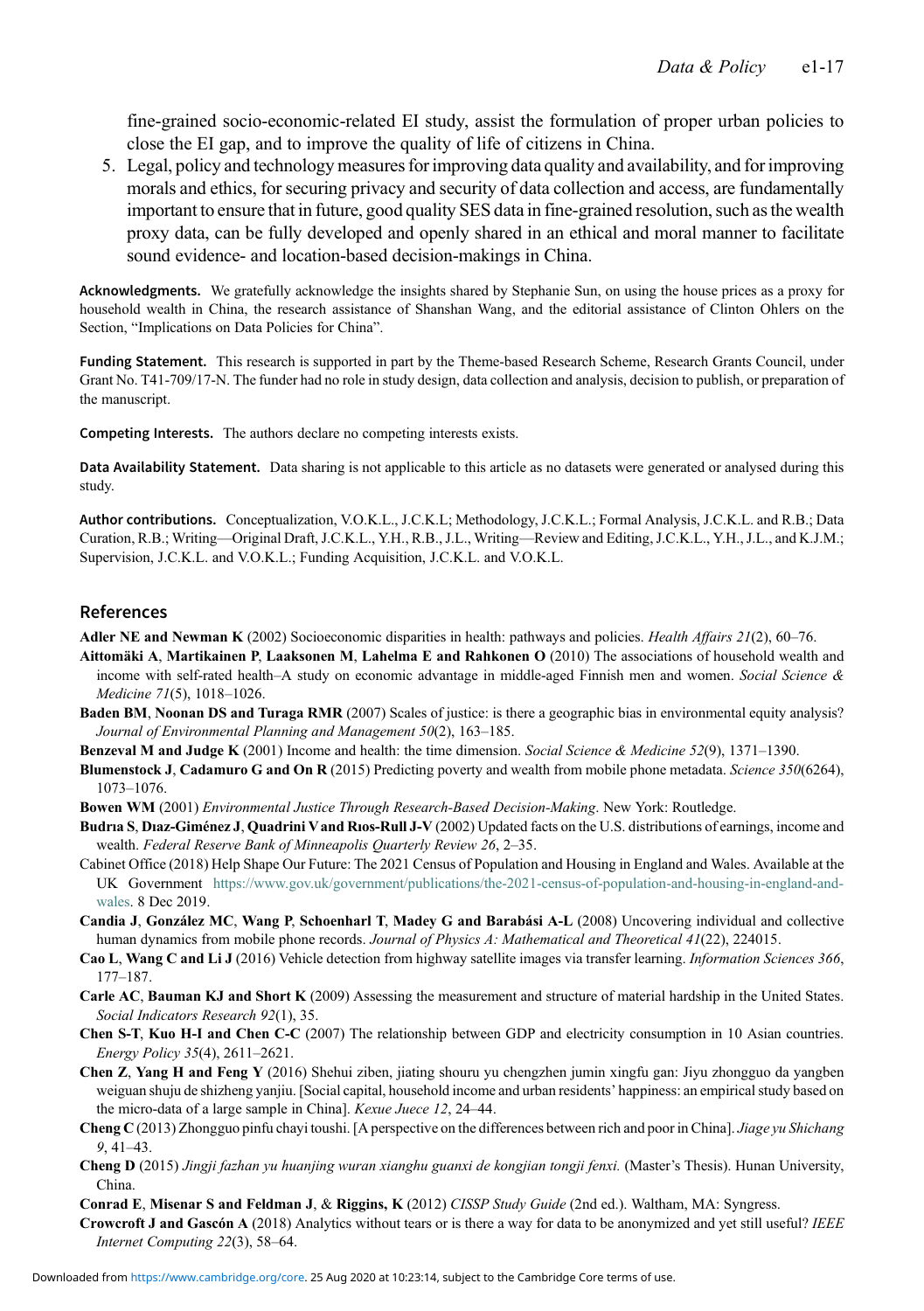fine-grained socio-economic-related EI study, assist the formulation of proper urban policies to close the EI gap, and to improve the quality of life of citizens in China.

5. Legal, policy and technology measures for improving data quality and availability, and for improving morals and ethics, for securing privacy and security of data collection and access, are fundamentally important to ensure that in future, good quality SES data in fine-grained resolution, such as the wealth proxy data, can be fully developed and openly shared in an ethical and moral manner to facilitate sound evidence- and location-based decision-makings in China.

**Acknowledgments.** We gratefully acknowledge the insights shared by Stephanie Sun, on using the house prices as a proxy for household wealth in China, the research assistance of Shanshan Wang, and the editorial assistance of Clinton Ohlers on the Section, "Implications on Data Policies for China".

**Funding Statement.** This research is supported in part by the Theme-based Research Scheme, Research Grants Council, under Grant No. T41-709/17-N. The funder had no role in study design, data collection and analysis, decision to publish, or preparation of the manuscript.

**Competing Interests.** The authors declare no competing interests exists.

**Data Availability Statement.** Data sharing is not applicable to this article as no datasets were generated or analysed during this study.

**Author contributions.** Conceptualization, V.O.K.L., J.C.K.L; Methodology, J.C.K.L.; Formal Analysis, J.C.K.L. and R.B.; Data Curation, R.B.; Writing—Original Draft, J.C.K.L., Y.H., R.B., J.L., Writing—Review and Editing, J.C.K.L., Y.H., J.L., and K.J.M.; Supervision, J.C.K.L. and V.O.K.L.; Funding Acquisition, J.C.K.L. and V.O.K.L.

## References

**Adler NE and Newman K** (2002) Socioeconomic disparities in health: pathways and policies. *Health Affairs 21*(2), 60–76.

**Aittomäki A**, **Martikainen P**, **Laaksonen M**, **Lahelma E and Rahkonen O** (2010) The associations of household wealth and income with self-rated health–A study on economic advantage in middle-aged Finnish men and women. *Social Science & Medicine 71*(5), 1018–1026.

**Baden BM**, **Noonan DS and Turaga RMR** (2007) Scales of justice: is there a geographic bias in environmental equity analysis? *Journal of Environmental Planning and Management 50*(2), 163–185.

**Benzeval M and Judge K** (2001) Income and health: the time dimension. *Social Science & Medicine 52*(9), 1371–1390.

**Blumenstock J**, **Cadamuro G and On R** (2015) Predicting poverty and wealth from mobile phone metadata. *Science 350*(6264), 1073–1076.

**Bowen WM** (2001) *Environmental Justice Through Research-Based Decision-Making*. New York: Routledge.

**Budrıa S**, **Dıaz-Giménez J**, **Quadrini V and Rıos-Rull J-V** (2002) Updated facts on the U.S. distributions of earnings, income and wealth. *Federal Reserve Bank of Minneapolis Quarterly Review 26*, 2–35.

Cabinet Office (2018) Help Shape Our Future: The 2021 Census of Population and Housing in England and Wales. Available at the UK Government https://www.gov.uk/government/publications/the-2021-census-of-population-and-housing-in-england-and-wales. 8 Dec 2019.

**Candia J**, **González MC**, **Wang P**, **Schoenharl T**, **Madey G and Barabási A-L** (2008) Uncovering individual and collective human dynamics from mobile phone records. *Journal of Physics A: Mathematical and Theoretical 41*(22), 224015.

**Cao L**, **Wang C and Li J** (2016) Vehicle detection from highway satellite images via transfer learning. *Information Sciences 366*, 177–187.

**Carle AC**, **Bauman KJ and Short K** (2009) Assessing the measurement and structure of material hardship in the United States. *Social Indicators Research 92*(1), 35.

**Chen S-T**, **Kuo H-I and Chen C-C** (2007) The relationship between GDP and electricity consumption in 10 Asian countries. *Energy Policy 35*(4), 2611–2621.

**Chen Z**, **Yang H and Feng Y** (2016) Shehui ziben, jiating shouru yu chengzhen jumin xingfu gan: Jiyu zhongguo da yangben weiguan shuju de shizheng yanjiu. [Social capital, household income and urban residents' happiness: an empirical study based on the micro-data of a large sample in China]. *Kexue Juece 12*, 24–44.

**Cheng C** (2013) Zhongguo pinfu chayi toushi. [A perspective on the differences between rich and poor in China]. *Jiage yu Shichang 9*, 41–43.

**Cheng D** (2015) *Jingji fazhan yu huanjing wuran xianghu guanxi de kongjian tongji fenxi.* (Master's Thesis). Hunan University, China.

**Conrad E**, **Misenar S and Feldman J**, & **Riggins, K** (2012) *CISSP Study Guide* (2nd ed.). Waltham, MA: Syngress.

**Crowcroft J and Gascón A** (2018) Analytics without tears or is there a way for data to be anonymized and yet still useful? *IEEE Internet Computing 22*(3), 58–64.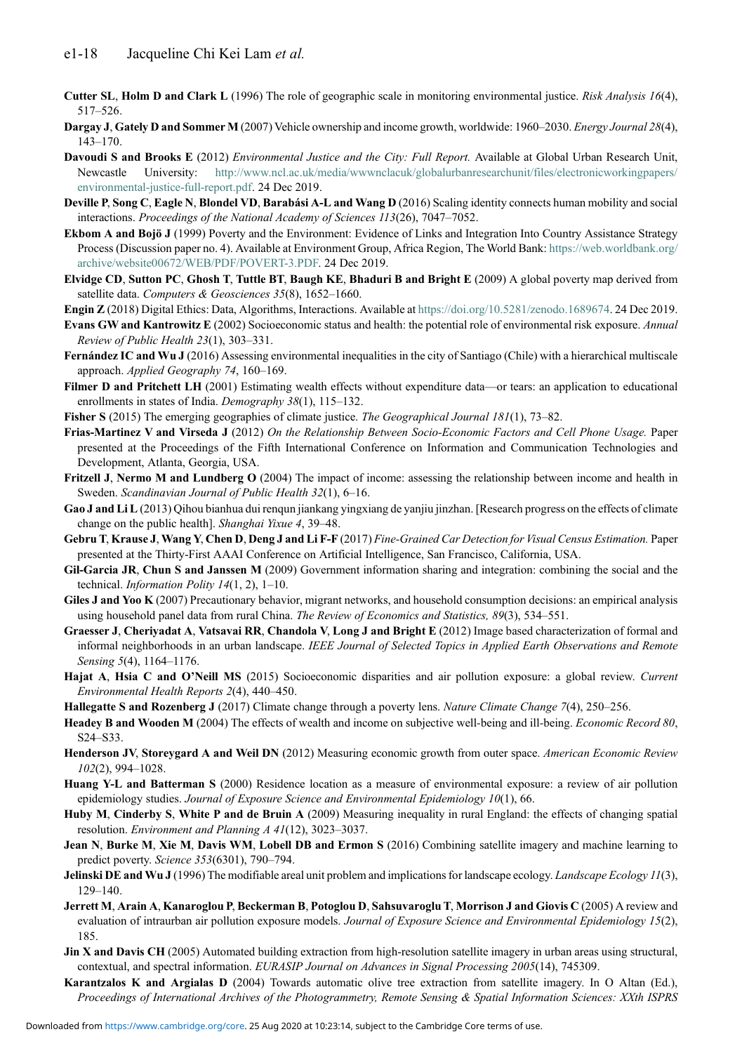**Cutter SL**, **Holm D and Clark L** (1996) The role of geographic scale in monitoring environmental justice. *Risk Analysis 16*(4), 517–526.

**Dargay J**, **Gately D and Sommer M** (2007) Vehicle ownership and income growth, worldwide: 1960–2030. *Energy Journal 28*(4), 143–170.

**Davoudi S and Brooks E** (2012) *Environmental Justice and the City: Full Report.* Available at Global Urban Research Unit, Newcastle University: http://www.ncl.ac.uk/media/wwwnclacuk/globalurbanresearchunit/files/electronicworkingpapers/environmental-justice-full-report.pdf. 24 Dec 2019.

**Deville P**, **Song C**, **Eagle N**, **Blondel VD**, **Barabási A-L and Wang D** (2016) Scaling identity connects human mobility and social interactions. *Proceedings of the National Academy of Sciences 113*(26), 7047–7052.

**Ekbom A and Bojö J** (1999) Poverty and the Environment: Evidence of Links and Integration Into Country Assistance Strategy Process (Discussion paper no. 4). Available at Environment Group, Africa Region, The World Bank: https://web.worldbank.org/archive/website00672/WEB/PDF/POVERT-3.PDF. 24 Dec 2019.

**Elvidge CD**, **Sutton PC**, **Ghosh T**, **Tuttle BT**, **Baugh KE**, **Bhaduri B and Bright E** (2009) A global poverty map derived from satellite data. *Computers & Geosciences 35*(8), 1652–1660.

**Engin Z** (2018) Digital Ethics: Data, Algorithms, Interactions. Available at https://doi.org/10.5281/zenodo.1689674. 24 Dec 2019.

**Evans GW and Kantrowitz E** (2002) Socioeconomic status and health: the potential role of environmental risk exposure. *Annual Review of Public Health 23*(1), 303–331.

**Fernández IC and Wu J** (2016) Assessing environmental inequalities in the city of Santiago (Chile) with a hierarchical multiscale approach. *Applied Geography 74*, 160–169.

**Filmer D and Pritchett LH** (2001) Estimating wealth effects without expenditure data—or tears: an application to educational enrollments in states of India. *Demography 38*(1), 115–132.

**Fisher S** (2015) The emerging geographies of climate justice. *The Geographical Journal 181*(1), 73–82.

**Frias-Martinez V and Virseda J** (2012) *On the Relationship Between Socio-Economic Factors and Cell Phone Usage.* Paper presented at the Proceedings of the Fifth International Conference on Information and Communication Technologies and Development, Atlanta, Georgia, USA.

**Fritzell J**, **Nermo M and Lundberg O** (2004) The impact of income: assessing the relationship between income and health in Sweden. *Scandinavian Journal of Public Health 32*(1), 6–16.

**Gao J and Li L** (2013) Qihou bianhua dui renqun jiankang yingxiang de yanjiu jinzhan. [Research progress on the effects of climate change on the public health]. *Shanghai Yixue 4*, 39–48.

**Gebru T**, **Krause J**, **Wang Y**, **Chen D**, **Deng J and Li F-F** (2017) *Fine-Grained Car Detection for Visual Census Estimation.* Paper presented at the Thirty-First AAAI Conference on Artificial Intelligence, San Francisco, California, USA.

**Gil-Garcia JR**, **Chun S and Janssen M** (2009) Government information sharing and integration: combining the social and the technical. *Information Polity 14*(1, 2), 1–10.

**Giles J and Yoo K** (2007) Precautionary behavior, migrant networks, and household consumption decisions: an empirical analysis using household panel data from rural China. *The Review of Economics and Statistics, 89*(3), 534–551.

**Graesser J**, **Cheriyadat A**, **Vatsavai RR**, **Chandola V**, **Long J and Bright E** (2012) Image based characterization of formal and informal neighborhoods in an urban landscape. *IEEE Journal of Selected Topics in Applied Earth Observations and Remote Sensing 5*(4), 1164–1176.

**Hajat A**, **Hsia C and O'Neill MS** (2015) Socioeconomic disparities and air pollution exposure: a global review. *Current Environmental Health Reports 2*(4), 440–450.

**Hallegatte S and Rozenberg J** (2017) Climate change through a poverty lens. *Nature Climate Change 7*(4), 250–256.

**Headey B and Wooden M** (2004) The effects of wealth and income on subjective well-being and ill-being. *Economic Record 80*, S24–S33.

**Henderson JV**, **Storeygard A and Weil DN** (2012) Measuring economic growth from outer space. *American Economic Review 102*(2), 994–1028.

**Huang Y-L and Batterman S** (2000) Residence location as a measure of environmental exposure: a review of air pollution epidemiology studies. *Journal of Exposure Science and Environmental Epidemiology 10*(1), 66.

**Huby M**, **Cinderby S**, **White P and de Bruin A** (2009) Measuring inequality in rural England: the effects of changing spatial resolution. *Environment and Planning A 41*(12), 3023–3037.

**Jean N**, **Burke M**, **Xie M**, **Davis WM**, **Lobell DB and Ermon S** (2016) Combining satellite imagery and machine learning to predict poverty. *Science 353*(6301), 790–794.

**Jelinski DE and Wu J** (1996) The modifiable areal unit problem and implications for landscape ecology. *Landscape Ecology 11*(3), 129–140.

**Jerrett M**, **Arain A**, **Kanaroglou P**, **Beckerman B**, **Potoglou D**, **Sahsuvaroglu T**, **Morrison J and Giovis C** (2005) A review and evaluation of intraurban air pollution exposure models. *Journal of Exposure Science and Environmental Epidemiology 15*(2), 185.

**Jin X and Davis CH** (2005) Automated building extraction from high-resolution satellite imagery in urban areas using structural, contextual, and spectral information. *EURASIP Journal on Advances in Signal Processing 2005*(14), 745309.

**Karantzalos K and Argialas D** (2004) Towards automatic olive tree extraction from satellite imagery. In O Altan (Ed.), *Proceedings of International Archives of the Photogrammetry, Remote Sensing & Spatial Information Sciences: XXth ISPRS*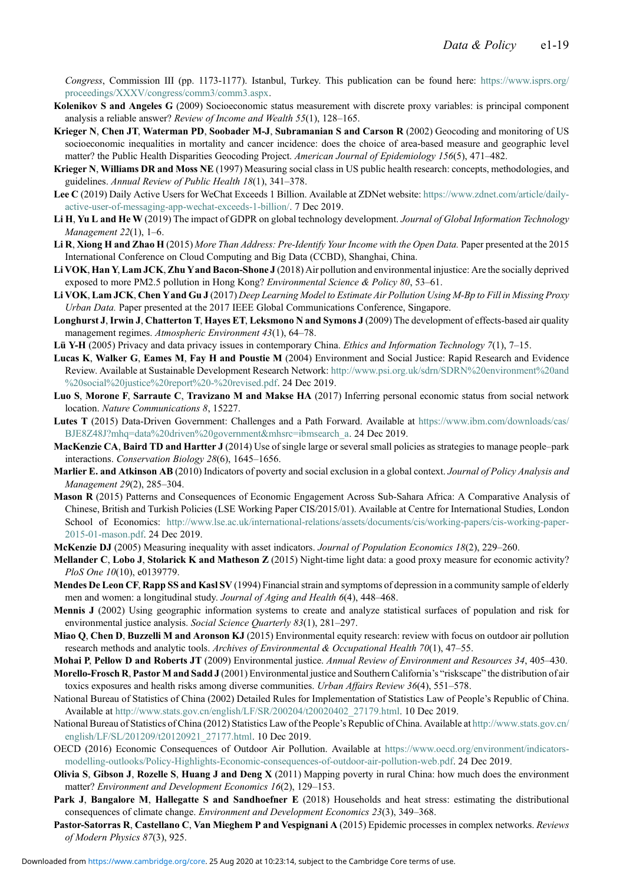*Congress*, Commission III (pp. 1173-1177). Istanbul, Turkey. This publication can be found here: https://www.isprs.org/proceedings/XXXV/congress/comm3/comm3.aspx.

**Kolenikov S and Angeles G** (2009) Socioeconomic status measurement with discrete proxy variables: is principal component analysis a reliable answer? *Review of Income and Wealth 55*(1), 128–165.

**Krieger N**, **Chen JT**, **Waterman PD**, **Soobader M-J**, **Subramanian S and Carson R** (2002) Geocoding and monitoring of US socioeconomic inequalities in mortality and cancer incidence: does the choice of area-based measure and geographic level matter? the Public Health Disparities Geocoding Project. *American Journal of Epidemiology 156*(5), 471–482.

**Krieger N**, **Williams DR and Moss NE** (1997) Measuring social class in US public health research: concepts, methodologies, and guidelines. *Annual Review of Public Health 18*(1), 341–378.

**Lee C** (2019) Daily Active Users for WeChat Exceeds 1 Billion. Available at ZDNet website: https://www.zdnet.com/article/daily-active-user-of-messaging-app-wechat-exceeds-1-billion/. 7 Dec 2019.

**Li H**, **Yu L and He W** (2019) The impact of GDPR on global technology development. *Journal of Global Information Technology Management 22*(1), 1–6.

**Li R**, **Xiong H and Zhao H** (2015) *More Than Address: Pre-Identify Your Income with the Open Data.* Paper presented at the 2015 International Conference on Cloud Computing and Big Data (CCBD), Shanghai, China.

**Li VOK**, **Han Y**, **Lam JCK**, **Zhu Y and Bacon-Shone J** (2018) Air pollution and environmental injustice: Are the socially deprived exposed to more PM2.5 pollution in Hong Kong? *Environmental Science & Policy 80*, 53–61.

**Li VOK**, **Lam JCK**, **Chen Y and Gu J** (2017) *Deep Learning Model to Estimate Air Pollution Using M-Bp to Fill in Missing Proxy Urban Data.* Paper presented at the 2017 IEEE Global Communications Conference, Singapore.

**Longhurst J**, **Irwin J**, **Chatterton T**, **Hayes ET**, **Leksmono N and Symons J** (2009) The development of effects-based air quality management regimes. *Atmospheric Environment 43*(1), 64–78.

**Lü Y-H** (2005) Privacy and data privacy issues in contemporary China. *Ethics and Information Technology 7*(1), 7–15.

**Lucas K**, **Walker G**, **Eames M**, **Fay H and Poustie M** (2004) Environment and Social Justice: Rapid Research and Evidence Review. Available at Sustainable Development Research Network: http://www.psi.org.uk/sdrn/SDRN%20environment%20and%20social%20justice%20report%20-%20revised.pdf. 24 Dec 2019.

**Luo S**, **Morone F**, **Sarraute C**, **Travizano M and Makse HA** (2017) Inferring personal economic status from social network location. *Nature Communications 8*, 15227.

**Lutes T** (2015) Data-Driven Government: Challenges and a Path Forward. Available at https://www.ibm.com/downloads/cas/BJE8Z48J?mhq=data%20driven%20government&mhsrc=ibmsearch_a. 24 Dec 2019.

**MacKenzie CA**, **Baird TD and Hartter J** (2014) Use of single large or several small policies as strategies to manage people–park interactions. *Conservation Biology 28*(6), 1645–1656.

**Marlier E. and Atkinson AB** (2010) Indicators of poverty and social exclusion in a global context. *Journal of Policy Analysis and Management 29*(2), 285–304.

**Mason R** (2015) Patterns and Consequences of Economic Engagement Across Sub-Sahara Africa: A Comparative Analysis of Chinese, British and Turkish Policies (LSE Working Paper CIS/2015/01). Available at Centre for International Studies, London School of Economics: http://www.lse.ac.uk/international-relations/assets/documents/cis/working-papers/cis-working-paper-2015-01-mason.pdf. 24 Dec 2019.

**McKenzie DJ** (2005) Measuring inequality with asset indicators. *Journal of Population Economics 18*(2), 229–260.

**Mellander C**, **Lobo J**, **Stolarick K and Matheson Z** (2015) Night-time light data: a good proxy measure for economic activity? *PloS One 10*(10), e0139779.

**Mendes De Leon CF**, **Rapp SS and Kasl SV** (1994) Financial strain and symptoms of depression in a community sample of elderly men and women: a longitudinal study. *Journal of Aging and Health 6*(4), 448–468.

**Mennis J** (2002) Using geographic information systems to create and analyze statistical surfaces of population and risk for environmental justice analysis. *Social Science Quarterly 83*(1), 281–297.

**Miao Q**, **Chen D**, **Buzzelli M and Aronson KJ** (2015) Environmental equity research: review with focus on outdoor air pollution research methods and analytic tools. *Archives of Environmental & Occupational Health 70*(1), 47–55.

**Mohai P**, **Pellow D and Roberts JT** (2009) Environmental justice. *Annual Review of Environment and Resources 34*, 405–430.

**Morello-Frosch R**, **Pastor M and Sadd J** (2001) Environmental justice and Southern California's "riskscape" the distribution of air toxics exposures and health risks among diverse communities. *Urban Affairs Review 36*(4), 551–578.

National Bureau of Statistics of China (2002) Detailed Rules for Implementation of Statistics Law of People's Republic of China. Available at http://www.stats.gov.cn/english/LF/SR/200204/t20020402_27179.html. 10 Dec 2019.

National Bureau of Statistics of China (2012) Statistics Law of the People's Republic of China. Available at http://www.stats.gov.cn/english/LF/SL/201209/t20120921_27177.html. 10 Dec 2019.

OECD (2016) Economic Consequences of Outdoor Air Pollution. Available at https://www.oecd.org/environment/indicators-modelling-outlooks/Policy-Highlights-Economic-consequences-of-outdoor-air-pollution-web.pdf. 24 Dec 2019.

**Olivia S**, **Gibson J**, **Rozelle S**, **Huang J and Deng X** (2011) Mapping poverty in rural China: how much does the environment matter? *Environment and Development Economics 16*(2), 129–153.

**Park J**, **Bangalore M**, **Hallegatte S and Sandhoefner E** (2018) Households and heat stress: estimating the distributional consequences of climate change. *Environment and Development Economics 23*(3), 349–368.

**Pastor-Satorras R**, **Castellano C**, **Van Mieghem P and Vespignani A** (2015) Epidemic processes in complex networks. *Reviews of Modern Physics 87*(3), 925.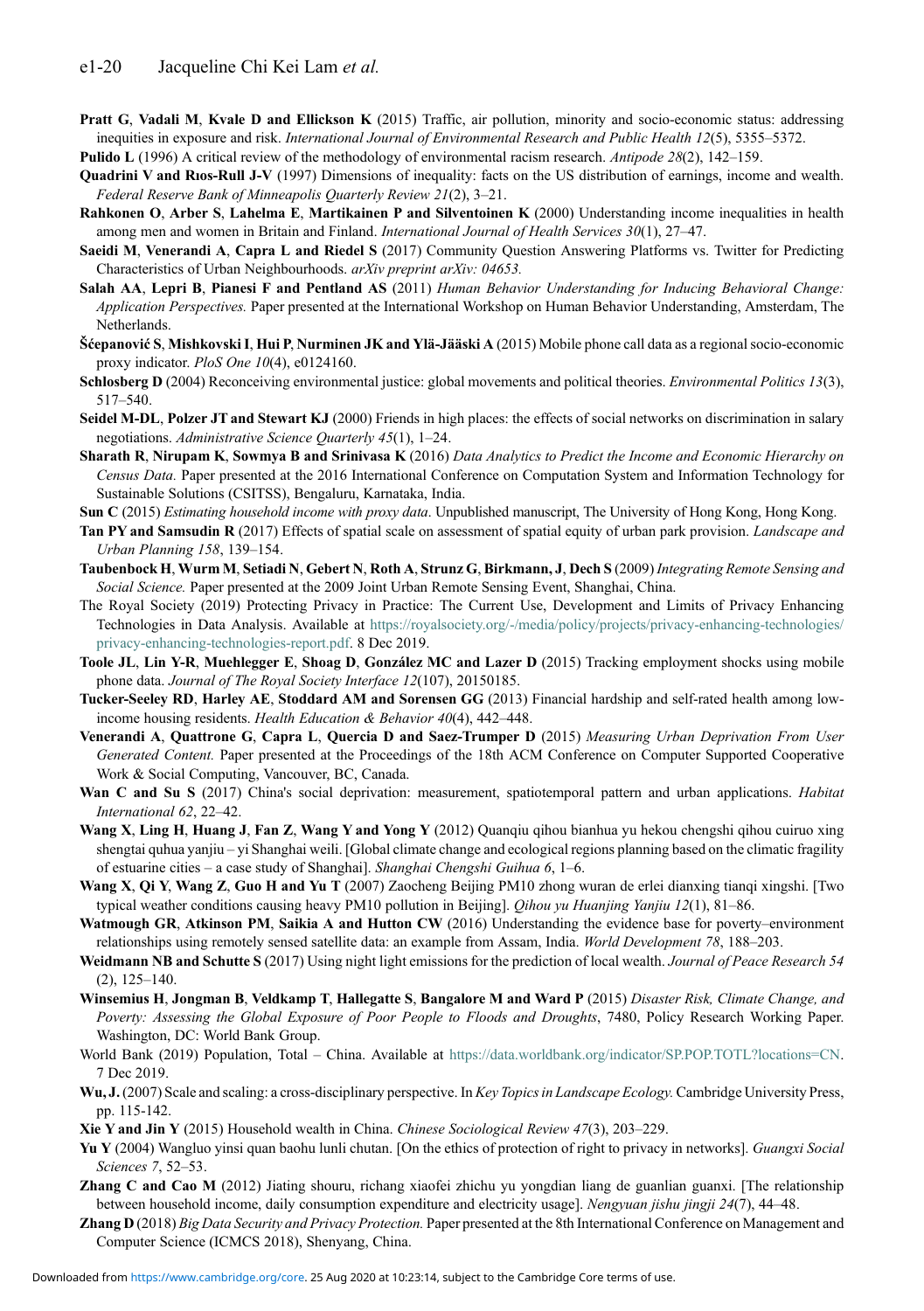**Pratt G**, **Vadali M**, **Kvale D and Ellickson K** (2015) Traffic, air pollution, minority and socio-economic status: addressing inequities in exposure and risk. *International Journal of Environmental Research and Public Health 12*(5), 5355–5372.

**Pulido L** (1996) A critical review of the methodology of environmental racism research. *Antipode 28*(2), 142–159.

**Quadrini V and Rıos-Rull J-V** (1997) Dimensions of inequality: facts on the US distribution of earnings, income and wealth. *Federal Reserve Bank of Minneapolis Quarterly Review 21*(2), 3–21.

**Rahkonen O**, **Arber S**, **Lahelma E**, **Martikainen P and Silventoinen K** (2000) Understanding income inequalities in health among men and women in Britain and Finland. *International Journal of Health Services 30*(1), 27–47.

**Saeidi M**, **Venerandi A**, **Capra L and Riedel S** (2017) Community Question Answering Platforms vs. Twitter for Predicting Characteristics of Urban Neighbourhoods. *arXiv preprint arXiv: 04653.*

**Salah AA**, **Lepri B**, **Pianesi F and Pentland AS** (2011) *Human Behavior Understanding for Inducing Behavioral Change: Application Perspectives.* Paper presented at the International Workshop on Human Behavior Understanding, Amsterdam, The Netherlands.

**Šćepanović S**, **Mishkovski I**, **Hui P**, **Nurminen JK and Ylä-Jääski A** (2015) Mobile phone call data as a regional socio-economic proxy indicator. *PloS One 10*(4), e0124160.

**Schlosberg D** (2004) Reconceiving environmental justice: global movements and political theories. *Environmental Politics 13*(3), 517–540.

**Seidel M-DL**, **Polzer JT and Stewart KJ** (2000) Friends in high places: the effects of social networks on discrimination in salary negotiations. *Administrative Science Quarterly 45*(1), 1–24.

**Sharath R**, **Nirupam K**, **Sowmya B and Srinivasa K** (2016) *Data Analytics to Predict the Income and Economic Hierarchy on Census Data.* Paper presented at the 2016 International Conference on Computation System and Information Technology for Sustainable Solutions (CSITSS), Bengaluru, Karnataka, India.

**Sun C** (2015) *Estimating household income with proxy data*. Unpublished manuscript, The University of Hong Kong, Hong Kong.

**Tan PY and Samsudin R** (2017) Effects of spatial scale on assessment of spatial equity of urban park provision. *Landscape and Urban Planning 158*, 139–154.

**Taubenbock H**, **Wurm M**, **Setiadi N**, **Gebert N**, **Roth A**, **Strunz G**, **Birkmann, J**, **Dech S** (2009) *Integrating Remote Sensing and Social Science.* Paper presented at the 2009 Joint Urban Remote Sensing Event, Shanghai, China.

The Royal Society (2019) Protecting Privacy in Practice: The Current Use, Development and Limits of Privacy Enhancing Technologies in Data Analysis. Available at https://royalsociety.org/-/media/policy/projects/privacy-enhancing-technologies/privacy-enhancing-technologies-report.pdf. 8 Dec 2019.

**Toole JL**, **Lin Y-R**, **Muehlegger E**, **Shoag D**, **González MC and Lazer D** (2015) Tracking employment shocks using mobile phone data. *Journal of The Royal Society Interface 12*(107), 20150185.

**Tucker-Seeley RD**, **Harley AE**, **Stoddard AM and Sorensen GG** (2013) Financial hardship and self-rated health among low-income housing residents. *Health Education & Behavior 40*(4), 442–448.

**Venerandi A**, **Quattrone G**, **Capra L**, **Quercia D and Saez-Trumper D** (2015) *Measuring Urban Deprivation From User Generated Content.* Paper presented at the Proceedings of the 18th ACM Conference on Computer Supported Cooperative Work & Social Computing, Vancouver, BC, Canada.

**Wan C and Su S** (2017) China's social deprivation: measurement, spatiotemporal pattern and urban applications. *Habitat International 62*, 22–42.

**Wang X**, **Ling H**, **Huang J**, **Fan Z**, **Wang Y and Yong Y** (2012) Quanqiu qihou bianhua yu hekou chengshi qihou cuiruo xing shengtai quhua yanjiu – yi Shanghai weili. [Global climate change and ecological regions planning based on the climatic fragility of estuarine cities – a case study of Shanghai]. *Shanghai Chengshi Guihua 6*, 1–6.

**Wang X**, **Qi Y**, **Wang Z**, **Guo H and Yu T** (2007) Zaocheng Beijing PM10 zhong wuran de erlei dianxing tianqi xingshi. [Two typical weather conditions causing heavy PM10 pollution in Beijing]. *Qihou yu Huanjing Yanjiu 12*(1), 81–86.

**Watmough GR**, **Atkinson PM**, **Saikia A and Hutton CW** (2016) Understanding the evidence base for poverty–environment relationships using remotely sensed satellite data: an example from Assam, India. *World Development 78*, 188–203.

**Weidmann NB and Schutte S** (2017) Using night light emissions for the prediction of local wealth. *Journal of Peace Research 54* (2), 125–140.

**Winsemius H**, **Jongman B**, **Veldkamp T**, **Hallegatte S**, **Bangalore M and Ward P** (2015) *Disaster Risk, Climate Change, and Poverty: Assessing the Global Exposure of Poor People to Floods and Droughts*, 7480, Policy Research Working Paper. Washington, DC: World Bank Group.

World Bank (2019) Population, Total – China. Available at https://data.worldbank.org/indicator/SP.POP.TOTL?locations=CN. 7 Dec 2019.

**Wu, J.** (2007) Scale and scaling: a cross-disciplinary perspective. In *Key Topics in Landscape Ecology.* Cambridge University Press, pp. 115-142.

**Xie Y and Jin Y** (2015) Household wealth in China. *Chinese Sociological Review 47*(3), 203–229.

**Yu Y** (2004) Wangluo yinsi quan baohu lunli chutan. [On the ethics of protection of right to privacy in networks]. *Guangxi Social Sciences 7*, 52–53.

**Zhang C and Cao M** (2012) Jiating shouru, richang xiaofei zhichu yu yongdian liang de guanlian guanxi. [The relationship between household income, daily consumption expenditure and electricity usage]. *Nengyuan jishu jingji 24*(7), 44–48.

**Zhang D** (2018) *Big Data Security and Privacy Protection.* Paper presented at the 8th International Conference on Management and Computer Science (ICMCS 2018), Shenyang, China.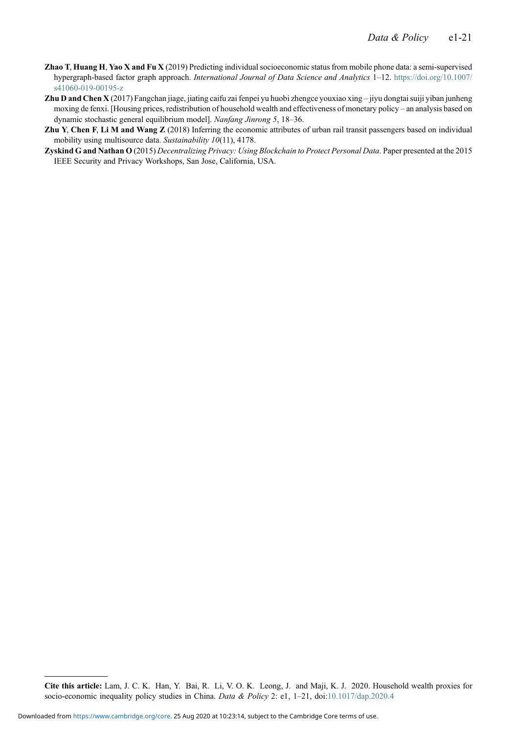**Zhao T**, **Huang H**, **Yao X and Fu X** (2019) Predicting individual socioeconomic status from mobile phone data: a semi-supervised hypergraph-based factor graph approach. *International Journal of Data Science and Analytics* 1–12. https://doi.org/10.1007/s41060-019-00195-z

**Zhu D and Chen X** (2017) Fangchan jiage, jiating caifu zai fenpei yu huobi zhengce youxiao xing – jiyu dongtai suiji yiban junheng moxing de fenxi. [Housing prices, redistribution of household wealth and effectiveness of monetary policy – an analysis based on dynamic stochastic general equilibrium model]. *Nanfang Jinrong 5*, 18–36.

**Zhu Y**, **Chen F**, **Li M and Wang Z** (2018) Inferring the economic attributes of urban rail transit passengers based on individual mobility using multisource data. *Sustainability 10*(11), 4178.

**Zyskind G and Nathan O** (2015) *Decentralizing Privacy: Using Blockchain to Protect Personal Data.* Paper presented at the 2015 IEEE Security and Privacy Workshops, San Jose, California, USA.

---

**Cite this article:** Lam, J. C. K. Han, Y. Bai, R. Li, V. O. K. Leong, J. and Maji, K. J. 2020. Household wealth proxies for socio-economic inequality policy studies in China. *Data & Policy* 2: e1, 1–21, doi:10.1017/dap.2020.4